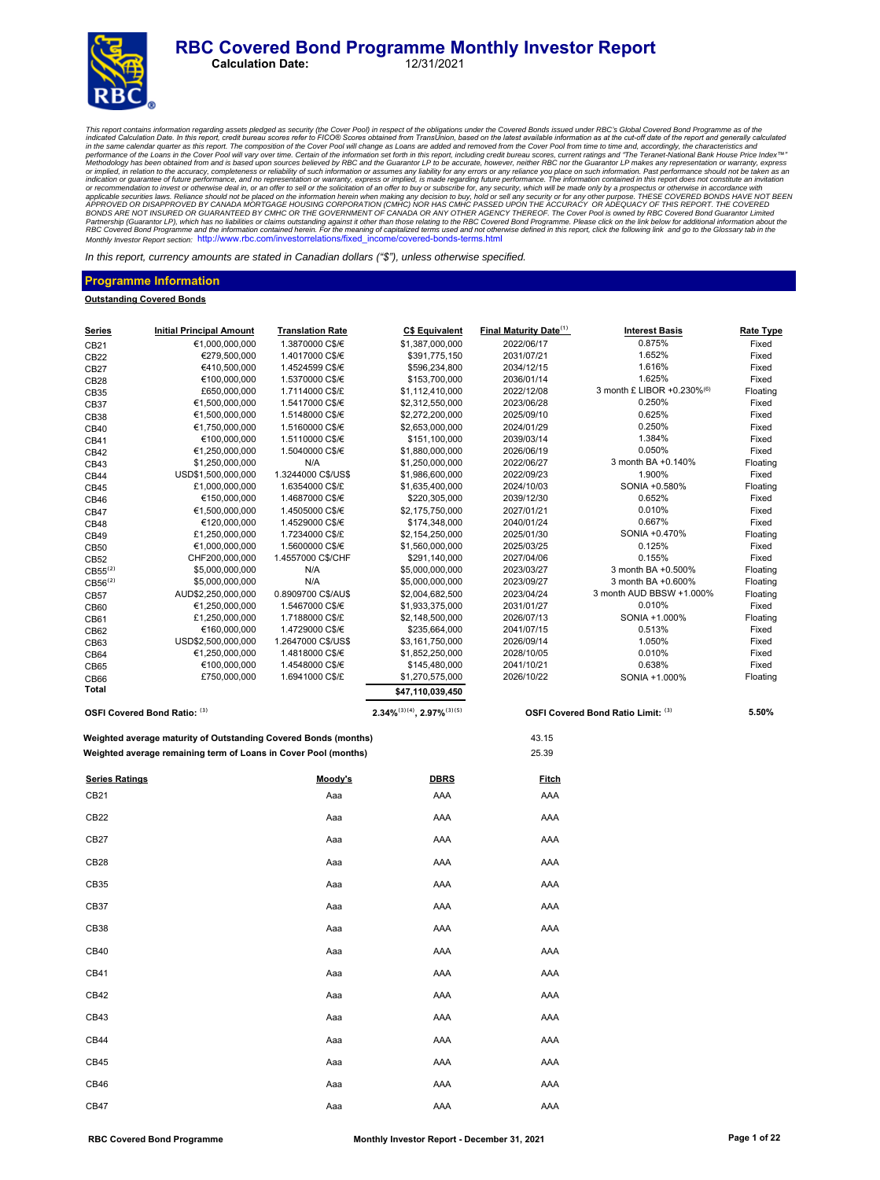# RBC Covered Bond Programme Monthly Investor Report

**Calculation Date:** 12/31/2021

*This report contains information regarding assets pledged as security (the Cover Pool) in respect of the obligations under the Covered Bonds issued under RBC's Global Covered Bond Programme as of the indicated Calculation Date. In this report, credit bureau scores refer to FICO® Scores obtained from TransUnion, based on the latest available information as at the cut-off date of the report and generally calculated in the same calendar quarter as this report. The composition of the Cover Pool will change as Loans are added and removed from the Cover Pool from time to time and, accordingly, the characteristics and performance of the Loans in the Cover Pool will vary over time. Certain of the information set forth in this report, including credit bureau scores, current ratings and "The Teranet-National Bank House Price Index™" Methodology has been obtained from and is based upon sources believed by RBC and the Guarantor LP to be accurate, however, neither RBC nor the Guarantor LP makes any representation or warranty, express or implied, in relation to the accuracy, completeness or reliability of such information or assumes any liability for any errors or any reliance you place on such information. Past performance should not be taken as an indication or guarantee of future performance, and no representation or warranty, express or implied, is made regarding future performance. The information contained in this report does not constitute an invitation or recommendation to invest or otherwise deal in, or an offer to sell or the solicitation of an offer to buy or subscribe for, any security, which will be made only by a prospectus or otherwise in accordance with applicable securities laws. Reliance should not be placed on the information herein when making any decision to buy, hold or sell any security or for any other purpose. THESE COVERED BONDS HAVE NOT BEEN APPROVED OR DISAPPROVED BY CANADA MORTGAGE HOUSING CORPORATION (CMHC) NOR HAS CMHC PASSED UPON THE ACCURACY OR ADEQUACY OF THIS REPORT. THE COVERED BONDS ARE NOT INSURED OR GUARANTEED BY CMHC OR THE GOVERNMENT OF CANADA OR ANY OTHER AGENCY THEREOF. The Cover Pool is owned by RBC Covered Bond Guarantor Limited Partnership (Guarantor LP), which has no liabilities or claims outstanding against it other than those relating to the RBC Covered Bond Programme. Please click on the link below for additional information about the RBC Covered Bond Programme and the information contained herein. For the meaning of capitalized terms used and not otherwise defined in this report, click the following link and go to the Glossary tab in the Monthly Investor Report section:* http://www.rbc.com/investorrelations/fixed_income/covered-bonds-terms.html

*In this report, currency amounts are stated in Canadian dollars ("$"), unless otherwise specified.*

## Programme Information

**Outstanding Covered Bonds**

| Series | Initial Principal Amount | Translation Rate | C$ Equivalent | Final Maturity Date[1] | Interest Basis | Rate Type |
|---|---|---|---|---|---|---|
| CB21 | €1,000,000,000 | 1.3870000 C$/€ | $1,387,000,000 | 2022/06/17 | 0.875% | Fixed |
| CB22 | €279,500,000 | 1.4017000 C$/€ | $391,775,150 | 2031/07/21 | 1.652% | Fixed |
| CB27 | €410,500,000 | 1.4524599 C$/€ | $596,234,800 | 2034/12/15 | 1.616% | Fixed |
| CB28 | €100,000,000 | 1.5370000 C$/€ | $153,700,000 | 2036/01/14 | 1.625% | Fixed |
| CB35 | £650,000,000 | 1.7114000 C$/£ | $1,112,410,000 | 2022/12/08 | 3 month £ LIBOR +0.230%[6] | Floating |
| CB37 | €1,500,000,000 | 1.5417000 C$/€ | $2,312,550,000 | 2023/06/28 | 0.250% | Fixed |
| CB38 | €1,500,000,000 | 1.5148000 C$/€ | $2,272,200,000 | 2025/09/10 | 0.625% | Fixed |
| CB40 | €1,750,000,000 | 1.5160000 C$/€ | $2,653,000,000 | 2024/01/29 | 0.250% | Fixed |
| CB41 | €100,000,000 | 1.5110000 C$/€ | $151,100,000 | 2039/03/14 | 1.384% | Fixed |
| CB42 | €1,250,000,000 | 1.5040000 C$/€ | $1,880,000,000 | 2026/06/19 | 0.050% | Fixed |
| CB43 | $1,250,000,000 | N/A | $1,250,000,000 | 2022/06/27 | 3 month BA +0.140% | Floating |
| CB44 | USD$1,500,000,000 | 1.3244000 C$/US$ | $1,986,600,000 | 2022/09/23 | 1.900% | Fixed |
| CB45 | £1,000,000,000 | 1.6354000 C$/£ | $1,635,400,000 | 2024/10/03 | SONIA +0.580% | Floating |
| CB46 | €150,000,000 | 1.4687000 C$/€ | $220,305,000 | 2039/12/30 | 0.652% | Fixed |
| CB47 | €1,500,000,000 | 1.4505000 C$/€ | $2,175,750,000 | 2027/01/21 | 0.010% | Fixed |
| CB48 | €120,000,000 | 1.4529000 C$/€ | $174,348,000 | 2040/01/24 | 0.667% | Fixed |
| CB49 | £1,250,000,000 | 1.7234000 C$/£ | $2,154,250,000 | 2025/01/30 | SONIA +0.470% | Floating |
| CB50 | €1,000,000,000 | 1.5600000 C$/€ | $1,560,000,000 | 2025/03/25 | 0.125% | Fixed |
| CB52 | CHF200,000,000 | 1.4557000 C$/CHF | $291,140,000 | 2027/04/06 | 0.155% | Fixed |
| CB55[2] | $5,000,000,000 | N/A | $5,000,000,000 | 2023/03/27 | 3 month BA +0.500% | Floating |
| CB56[2] | $5,000,000,000 | N/A | $5,000,000,000 | 2023/09/27 | 3 month BA +0.600% | Floating |
| CB57 | AUD$2,250,000,000 | 0.8909700 C$/AU$ | $2,004,682,500 | 2023/04/24 | 3 month AUD BBSW +1.000% | Floating |
| CB60 | €1,250,000,000 | 1.5467000 C$/€ | $1,933,375,000 | 2031/01/27 | 0.010% | Fixed |
| CB61 | £1,250,000,000 | 1.7188000 C$/£ | $2,148,500,000 | 2026/07/13 | SONIA +1.000% | Floating |
| CB62 | €160,000,000 | 1.4729000 C$/€ | $235,664,000 | 2041/07/15 | 0.513% | Fixed |
| CB63 | USD$2,500,000,000 | 1.2647000 C$/US$ | $3,161,750,000 | 2026/09/14 | 1.050% | Fixed |
| CB64 | €1,250,000,000 | 1.4818000 C$/€ | $1,852,250,000 | 2028/10/05 | 0.010% | Fixed |
| CB65 | €100,000,000 | 1.4548000 C$/€ | $145,480,000 | 2041/10/21 | 0.638% | Fixed |
| CB66 | £750,000,000 | 1.6941000 C$/£ | $1,270,575,000 | 2026/10/22 | SONIA +1.000% | Floating |
| **Total** | | | **$47,110,039,450** | | | |

| | | |
|---|---|---|
| **OSFI Covered Bond Ratio:** [3] | **2.34%[3][4], 2.97%[3][5]** | **OSFI Covered Bond Ratio Limit:** [3] **5.50%** |

| | |
|---|---|
| **Weighted average maturity of Outstanding Covered Bonds (months)** | 43.15 |
| **Weighted average remaining term of Loans in Cover Pool (months)** | 25.39 |

| Series Ratings | Moody's | DBRS | Fitch |
|---|---|---|---|
| CB21 | Aaa | AAA | AAA |
| CB22 | Aaa | AAA | AAA |
| CB27 | Aaa | AAA | AAA |
| CB28 | Aaa | AAA | AAA |
| CB35 | Aaa | AAA | AAA |
| CB37 | Aaa | AAA | AAA |
| CB38 | Aaa | AAA | AAA |
| CB40 | Aaa | AAA | AAA |
| CB41 | Aaa | AAA | AAA |
| CB42 | Aaa | AAA | AAA |
| CB43 | Aaa | AAA | AAA |
| CB44 | Aaa | AAA | AAA |
| CB45 | Aaa | AAA | AAA |
| CB46 | Aaa | AAA | AAA |
| CB47 | Aaa | AAA | AAA |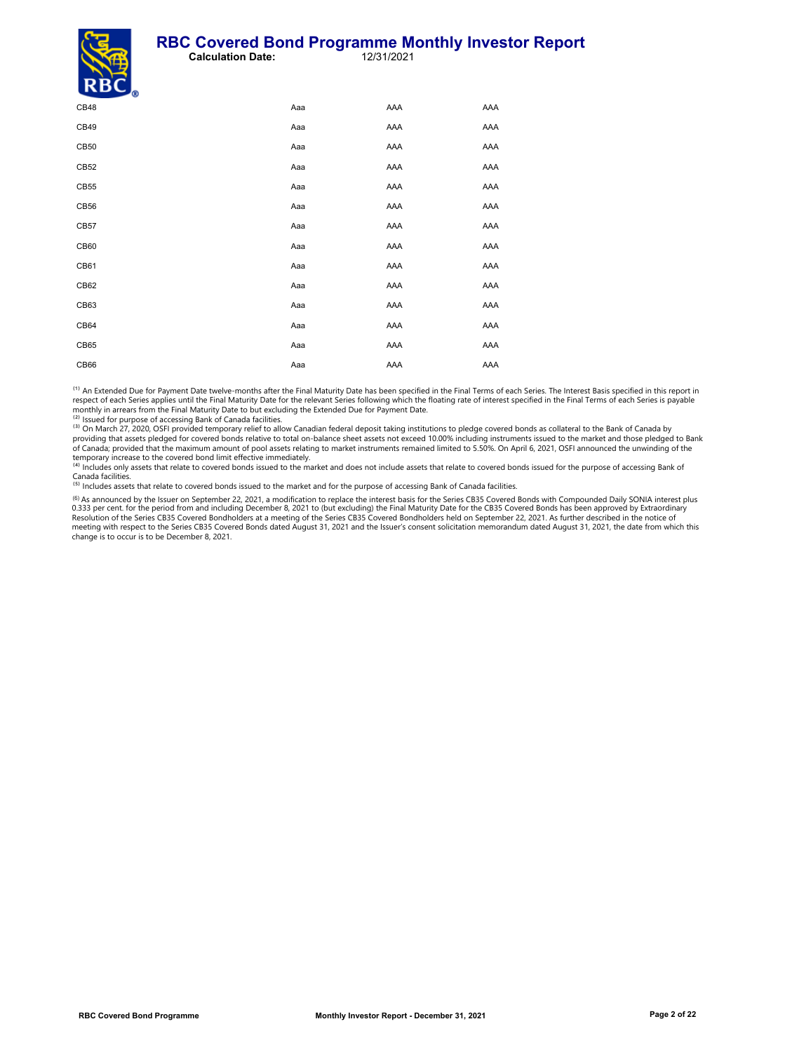| | | | |
|---|---|---|---|
| CB48 | Aaa | AAA | AAA |
| CB49 | Aaa | AAA | AAA |
| CB50 | Aaa | AAA | AAA |
| CB52 | Aaa | AAA | AAA |
| CB55 | Aaa | AAA | AAA |
| CB56 | Aaa | AAA | AAA |
| CB57 | Aaa | AAA | AAA |
| CB60 | Aaa | AAA | AAA |
| CB61 | Aaa | AAA | AAA |
| CB62 | Aaa | AAA | AAA |
| CB63 | Aaa | AAA | AAA |
| CB64 | Aaa | AAA | AAA |
| CB65 | Aaa | AAA | AAA |
| CB66 | Aaa | AAA | AAA |

[1] An Extended Due for Payment Date twelve-months after the Final Maturity Date has been specified in the Final Terms of each Series. The Interest Basis specified in this report in respect of each Series applies until the Final Maturity Date for the relevant Series following which the floating rate of interest specified in the Final Terms of each Series is payable monthly in arrears from the Final Maturity Date to but excluding the Extended Due for Payment Date.
[2] Issued for purpose of accessing Bank of Canada facilities.
[3] On March 27, 2020, OSFI provided temporary relief to allow Canadian federal deposit taking institutions to pledge covered bonds as collateral to the Bank of Canada by providing that assets pledged for covered bonds relative to total on-balance sheet assets not exceed 10.00% including instruments issued to the market and those pledged to Bank of Canada; provided that the maximum amount of pool assets relating to market instruments remained limited to 5.50%. On April 6, 2021, OSFI announced the unwinding of the temporary increase to the covered bond limit effective immediately.
[4] Includes only assets that relate to covered bonds issued to the market and does not include assets that relate to covered bonds issued for the purpose of accessing Bank of Canada facilities.
[5] Includes assets that relate to covered bonds issued to the market and for the purpose of accessing Bank of Canada facilities.

[6] As announced by the Issuer on September 22, 2021, a modification to replace the interest basis for the Series CB35 Covered Bonds with Compounded Daily SONIA interest plus 0.333 per cent. for the period from and including December 8, 2021 to (but excluding) the Final Maturity Date for the CB35 Covered Bonds has been approved by Extraordinary Resolution of the Series CB35 Covered Bondholders at a meeting of the Series CB35 Covered Bondholders held on September 22, 2021. As further described in the notice of meeting with respect to the Series CB35 Covered Bonds dated August 31, 2021 and the Issuer's consent solicitation memorandum dated August 31, 2021, the date from which this change is to occur is to be December 8, 2021.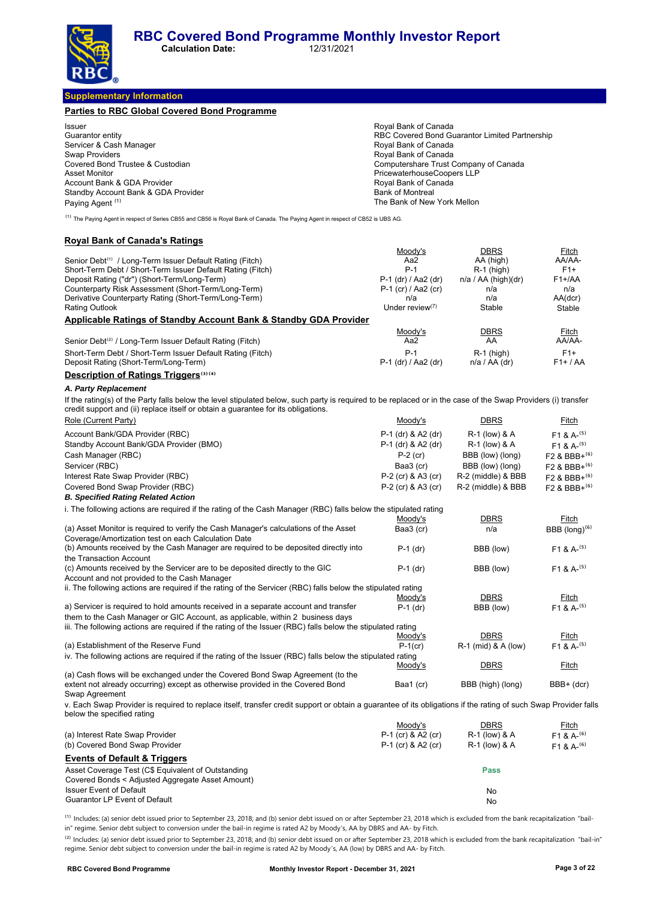# RBC Covered Bond Programme Monthly Investor Report

**Calculation Date:** 12/31/2021

## Supplementary Information

### Parties to RBC Global Covered Bond Programme

| | |
|---|---|
| Issuer | Royal Bank of Canada |
| Guarantor entity | RBC Covered Bond Guarantor Limited Partnership |
| Servicer & Cash Manager | Royal Bank of Canada |
| Swap Providers | Royal Bank of Canada |
| Covered Bond Trustee & Custodian | Computershare Trust Company of Canada |
| Asset Monitor | PricewaterhouseCoopers LLP |
| Account Bank & GDA Provider | Royal Bank of Canada |
| Standby Account Bank & GDA Provider | Bank of Montreal |
| Paying Agent [1] | The Bank of New York Mellon |

[1] The Paying Agent in respect of Series CB55 and CB56 is Royal Bank of Canada. The Paying Agent in respect of CB52 is UBS AG.

### Royal Bank of Canada's Ratings

| | Moody's | DBRS | Fitch |
|---|---|---|---|
| Senior Debt[1] / Long-Term Issuer Default Rating (Fitch) | Aa2 | AA (high) | AA/AA- |
| Short-Term Debt / Short-Term Issuer Default Rating (Fitch) | P-1 | R-1 (high) | F1+ |
| Deposit Rating ("dr") (Short-Term/Long-Term) | P-1 (dr) / Aa2 (dr) | n/a / AA (high)(dr) | F1+/AA |
| Counterparty Risk Assessment (Short-Term/Long-Term) | P-1 (cr) / Aa2 (cr) | n/a | n/a |
| Derivative Counterparty Rating (Short-Term/Long-Term) | n/a | n/a | AA(dcr) |
| Rating Outlook | Under review[7] | Stable | Stable |

### Applicable Ratings of Standby Account Bank & Standby GDA Provider

| | Moody's | DBRS | Fitch |
|---|---|---|---|
| Senior Debt[2] / Long-Term Issuer Default Rating (Fitch) | Aa2 | AA | AA/AA- |
| Short-Term Debt / Short-Term Issuer Default Rating (Fitch) | P-1 | R-1 (high) | F1+ |
| Deposit Rating (Short-Term/Long-Term) | P-1 (dr) / Aa2 (dr) | n/a / AA (dr) | F1+ / AA |

### Description of Ratings Triggers[3][4]

***A. Party Replacement***

If the rating(s) of the Party falls below the level stipulated below, such party is required to be replaced or in the case of the Swap Providers (i) transfer credit support and (ii) replace itself or obtain a guarantee for its obligations.

| Role (Current Party) | Moody's | DBRS | Fitch |
|---|---|---|---|
| Account Bank/GDA Provider (RBC) | P-1 (dr) & A2 (dr) | R-1 (low) & A | F1 & A-[5] |
| Standby Account Bank/GDA Provider (BMO) | P-1 (dr) & A2 (dr) | R-1 (low) & A | F1 & A-[5] |
| Cash Manager (RBC) | P-2 (cr) | BBB (low) (long) | F2 & BBB+[6] |
| Servicer (RBC) | Baa3 (cr) | BBB (low) (long) | F2 & BBB+[6] |
| Interest Rate Swap Provider (RBC) | P-2 (cr) & A3 (cr) | R-2 (middle) & BBB | F2 & BBB+[6] |
| Covered Bond Swap Provider (RBC) | P-2 (cr) & A3 (cr) | R-2 (middle) & BBB | F2 & BBB+[6] |

***B. Specified Rating Related Action***

i. The following actions are required if the rating of the Cash Manager (RBC) falls below the stipulated rating

| | Moody's | DBRS | Fitch |
|---|---|---|---|
| (a) Asset Monitor is required to verify the Cash Manager's calculations of the Asset Coverage/Amortization test on each Calculation Date | Baa3 (cr) | n/a | BBB (long)[6] |
| (b) Amounts received by the Cash Manager are required to be deposited directly into the Transaction Account | P-1 (dr) | BBB (low) | F1 & A-[5] |
| (c) Amounts received by the Servicer are to be deposited directly to the GIC Account and not provided to the Cash Manager | P-1 (dr) | BBB (low) | F1 & A-[5] |

ii. The following actions are required if the rating of the Servicer (RBC) falls below the stipulated rating

| | Moody's | DBRS | Fitch |
|---|---|---|---|
| a) Servicer is required to hold amounts received in a separate account and transfer them to the Cash Manager or GIC Account, as applicable, within 2 business days | P-1 (dr) | BBB (low) | F1 & A-[5] |

iii. The following actions are required if the rating of the Issuer (RBC) falls below the stipulated rating

| | Moody's | DBRS | Fitch |
|---|---|---|---|
| (a) Establishment of the Reserve Fund | P-1(cr) | R-1 (mid) & A (low) | F1 & A-[5] |

iv. The following actions are required if the rating of the Issuer (RBC) falls below the stipulated rating

| | Moody's | DBRS | Fitch |
|---|---|---|---|
| (a) Cash flows will be exchanged under the Covered Bond Swap Agreement (to the extent not already occurring) except as otherwise provided in the Covered Bond Swap Agreement | Baa1 (cr) | BBB (high) (long) | BBB+ (dcr) |

v. Each Swap Provider is required to replace itself, transfer credit support or obtain a guarantee of its obligations if the rating of such Swap Provider falls below the specified rating

| | Moody's | DBRS | Fitch |
|---|---|---|---|
| (a) Interest Rate Swap Provider | P-1 (cr) & A2 (cr) | R-1 (low) & A | F1 & A-[6] |
| (b) Covered Bond Swap Provider | P-1 (cr) & A2 (cr) | R-1 (low) & A | F1 & A-[6] |

### Events of Default & Triggers

| | |
|---|---|
| Asset Coverage Test (C$ Equivalent of Outstanding Covered Bonds < Adjusted Aggregate Asset Amount) | Pass |
| Issuer Event of Default | No |
| Guarantor LP Event of Default | No |

[1] Includes: (a) senior debt issued prior to September 23, 2018; and (b) senior debt issued on or after September 23, 2018 which is excluded from the bank recapitalization "bail-in" regime. Senior debt subject to conversion under the bail-in regime is rated A2 by Moody's, AA by DBRS and AA- by Fitch.

[2] Includes: (a) senior debt issued prior to September 23, 2018; and (b) senior debt issued on or after September 23, 2018 which is excluded from the bank recapitalization "bail-in" regime. Senior debt subject to conversion under the bail-in regime is rated A2 by Moody's, AA (low) by DBRS and AA- by Fitch.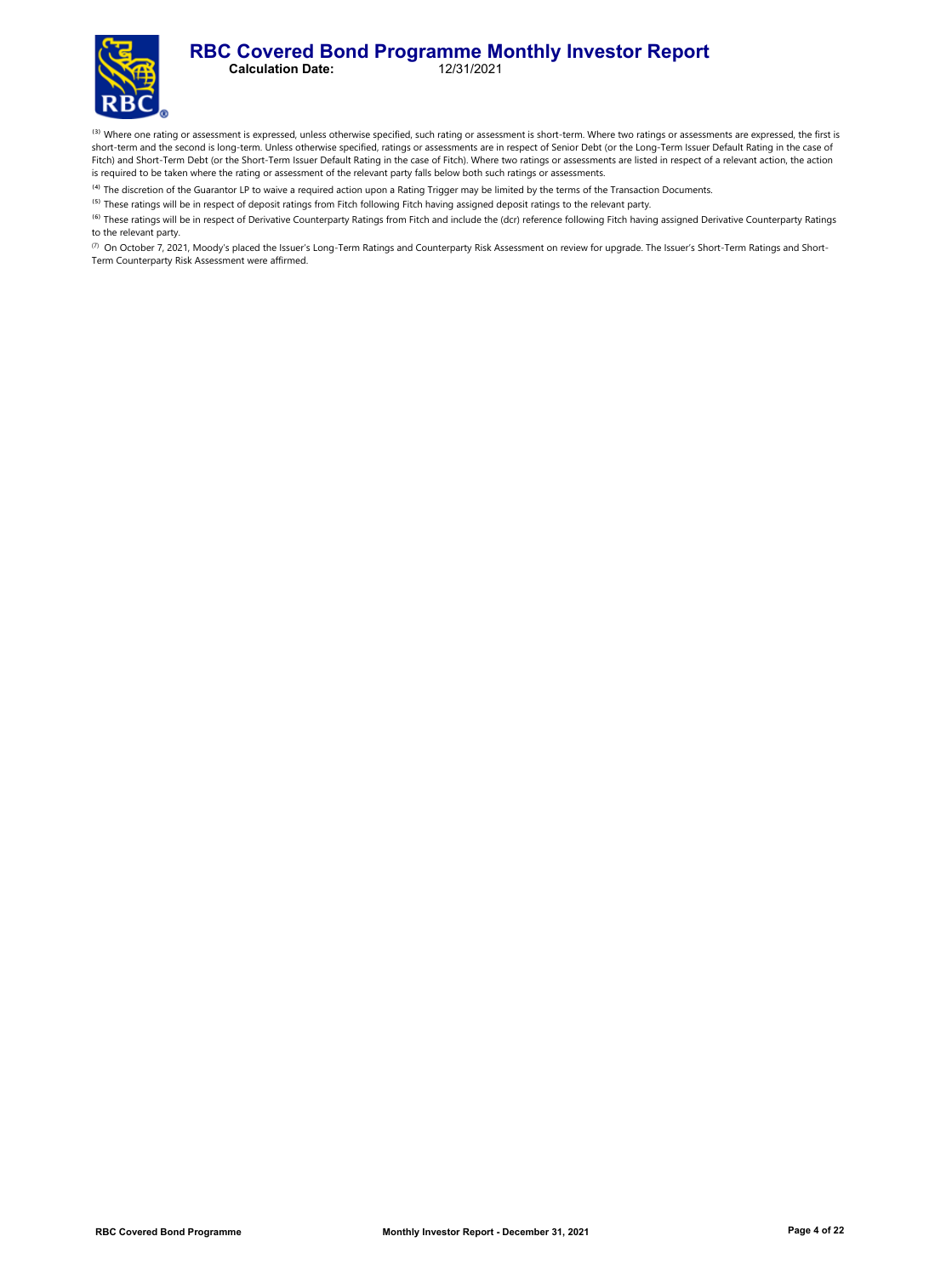[3] Where one rating or assessment is expressed, unless otherwise specified, such rating or assessment is short-term. Where two ratings or assessments are expressed, the first is short-term and the second is long-term. Unless otherwise specified, ratings or assessments are in respect of Senior Debt (or the Long-Term Issuer Default Rating in the case of Fitch) and Short-Term Debt (or the Short-Term Issuer Default Rating in the case of Fitch). Where two ratings or assessments are listed in respect of a relevant action, the action is required to be taken where the rating or assessment of the relevant party falls below both such ratings or assessments.

[4] The discretion of the Guarantor LP to waive a required action upon a Rating Trigger may be limited by the terms of the Transaction Documents.

[5] These ratings will be in respect of deposit ratings from Fitch following Fitch having assigned deposit ratings to the relevant party.

[6] These ratings will be in respect of Derivative Counterparty Ratings from Fitch and include the (dcr) reference following Fitch having assigned Derivative Counterparty Ratings to the relevant party.

[7] On October 7, 2021, Moody's placed the Issuer's Long-Term Ratings and Counterparty Risk Assessment on review for upgrade. The Issuer's Short-Term Ratings and Short-Term Counterparty Risk Assessment were affirmed.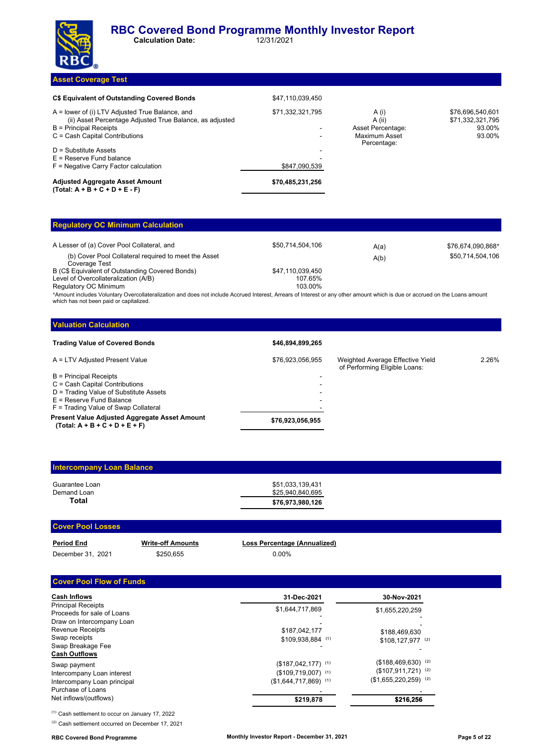# RBC Covered Bond Programme Monthly Investor Report

**Calculation Date:** 12/31/2021

## Asset Coverage Test

| | | | |
|---|---|---|---|
| **C$ Equivalent of Outstanding Covered Bonds** | $47,110,039,450 | | |
| A = lower of (i) LTV Adjusted True Balance, and (ii) Asset Percentage Adjusted True Balance, as adjusted | $71,332,321,795 | A (i) | $76,696,540,601 |
| | | A (ii) | $71,332,321,795 |
| B = Principal Receipts | - | Asset Percentage: | 93.00% |
| C = Cash Capital Contributions | - | Maximum Asset Percentage: | 93.00% |
| D = Substitute Assets | - | | |
| E = Reserve Fund balance | - | | |
| F = Negative Carry Factor calculation | $847,090,539 | | |
| **Adjusted Aggregate Asset Amount (Total: A + B + C + D + E - F)** | **$70,485,231,256** | | |

## Regulatory OC Minimum Calculation

| | | | |
|---|---|---|---|
| A Lesser of (a) Cover Pool Collateral, and | $50,714,504,106 | A(a) | $76,674,090,868* |
| (b) Cover Pool Collateral required to meet the Asset Coverage Test | | A(b) | $50,714,504,106 |
| B (C$ Equivalent of Outstanding Covered Bonds) | $47,110,039,450 | | |
| Level of Overcollateralization (A/B) | 107.65% | | |
| Regulatory OC Minimum | 103.00% | | |

*Amount includes Voluntary Overcollateralization and does not include Accrued Interest, Arrears of Interest or any other amount which is due or accrued on the Loans amount which has not been paid or capitalized.

## Valuation Calculation

| | | | |
|---|---|---|---|
| **Trading Value of Covered Bonds** | **$46,894,899,265** | | |
| A = LTV Adjusted Present Value | $76,923,056,955 | Weighted Average Effective Yield of Performing Eligible Loans: | 2.26% |
| B = Principal Receipts | - | | |
| C = Cash Capital Contributions | - | | |
| D = Trading Value of Substitute Assets | - | | |
| E = Reserve Fund Balance | - | | |
| F = Trading Value of Swap Collateral | - | | |
| **Present Value Adjusted Aggregate Asset Amount (Total: A + B + C + D + E + F)** | **$76,923,056,955** | | |

## Intercompany Loan Balance

| | |
|---|---|
| Guarantee Loan | $51,033,139,431 |
| Demand Loan | $25,940,840,695 |
| **Total** | **$76,973,980,126** |

## Cover Pool Losses

| Period End | Write-off Amounts | Loss Percentage (Annualized) |
|---|---|---|
| December 31, 2021 | $250,655 | 0.00% |

## Cover Pool Flow of Funds

| | 31-Dec-2021 | 30-Nov-2021 |
|---|---|---|
| **Cash Inflows** | | |
| Principal Receipts | $1,644,717,869 | $1,655,220,259 |
| Proceeds for sale of Loans | - | - |
| Draw on Intercompany Loan | - | - |
| Revenue Receipts | $187,042,177 | $188,469,630 |
| Swap receipts | $109,938,884 [(1)] | $108,127,977 [(2)] |
| Swap Breakage Fee | - | - |
| **Cash Outflows** | | |
| Swap payment | ($187,042,177) [(1)] | ($188,469,630) [(2)] |
| Intercompany Loan interest | ($109,719,007) [(1)] | ($107,911,721) [(2)] |
| Intercompany Loan principal | ($1,644,717,869) [(1)] | ($1,655,220,259) [(2)] |
| Purchase of Loans | - | - |
| Net inflows/(outflows) | **$219,878** | **$216,256** |

[(1)] Cash settlement to occur on January 17, 2022

[(2)] Cash settlement occurred on December 17, 2021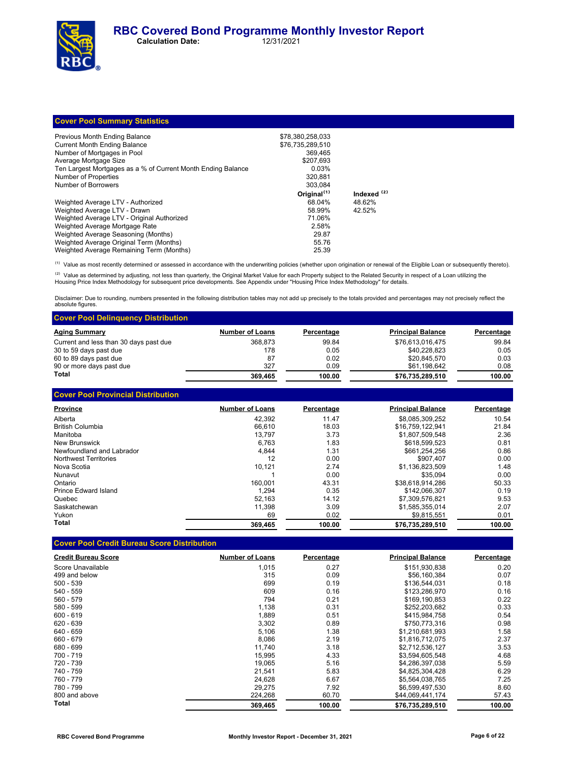# RBC Covered Bond Programme Monthly Investor Report

**Calculation Date:** 12/31/2021

## Cover Pool Summary Statistics

| | | |
|---|---|---|
| Previous Month Ending Balance | $78,380,258,033 | |
| Current Month Ending Balance | $76,735,289,510 | |
| Number of Mortgages in Pool | 369,465 | |
| Average Mortgage Size | $207,693 | |
| Ten Largest Mortgages as a % of Current Month Ending Balance | 0.03% | |
| Number of Properties | 320,881 | |
| Number of Borrowers | 303,084 | |
| | **Original** [1] | **Indexed** [2] |
| Weighted Average LTV - Authorized | 68.04% | 48.62% |
| Weighted Average LTV - Drawn | 58.99% | 42.52% |
| Weighted Average LTV - Original Authorized | 71.06% | |
| Weighted Average Mortgage Rate | 2.58% | |
| Weighted Average Seasoning (Months) | 29.87 | |
| Weighted Average Original Term (Months) | 55.76 | |
| Weighted Average Remaining Term (Months) | 25.39 | |

[1] Value as most recently determined or assessed in accordance with the underwriting policies (whether upon origination or renewal of the Eligible Loan or subsequently thereto).

[2] Value as determined by adjusting, not less than quarterly, the Original Market Value for each Property subject to the Related Security in respect of a Loan utilizing the Housing Price Index Methodology for subsequent price developments. See Appendix under "Housing Price Index Methodology" for details.

Disclaimer: Due to rounding, numbers presented in the following distribution tables may not add up precisely to the totals provided and percentages may not precisely reflect the absolute figures.

## Cover Pool Delinquency Distribution

| Aging Summary | Number of Loans | Percentage | Principal Balance | Percentage |
|---|---|---|---|---|
| Current and less than 30 days past due | 368,873 | 99.84 | $76,613,016,475 | 99.84 |
| 30 to 59 days past due | 178 | 0.05 | $40,228,823 | 0.05 |
| 60 to 89 days past due | 87 | 0.02 | $20,845,570 | 0.03 |
| 90 or more days past due | 327 | 0.09 | $61,198,642 | 0.08 |
| **Total** | **369,465** | **100.00** | **$76,735,289,510** | **100.00** |

## Cover Pool Provincial Distribution

| Province | Number of Loans | Percentage | Principal Balance | Percentage |
|---|---|---|---|---|
| Alberta | 42,392 | 11.47 | $8,085,309,252 | 10.54 |
| British Columbia | 66,610 | 18.03 | $16,759,122,941 | 21.84 |
| Manitoba | 13,797 | 3.73 | $1,807,509,548 | 2.36 |
| New Brunswick | 6,763 | 1.83 | $618,599,523 | 0.81 |
| Newfoundland and Labrador | 4,844 | 1.31 | $661,254,256 | 0.86 |
| Northwest Territories | 12 | 0.00 | $907,407 | 0.00 |
| Nova Scotia | 10,121 | 2.74 | $1,136,823,509 | 1.48 |
| Nunavut | 1 | 0.00 | $35,094 | 0.00 |
| Ontario | 160,001 | 43.31 | $38,618,914,286 | 50.33 |
| Prince Edward Island | 1,294 | 0.35 | $142,066,307 | 0.19 |
| Quebec | 52,163 | 14.12 | $7,309,576,821 | 9.53 |
| Saskatchewan | 11,398 | 3.09 | $1,585,355,014 | 2.07 |
| Yukon | 69 | 0.02 | $9,815,551 | 0.01 |
| **Total** | **369,465** | **100.00** | **$76,735,289,510** | **100.00** |

## Cover Pool Credit Bureau Score Distribution

| Credit Bureau Score | Number of Loans | Percentage | Principal Balance | Percentage |
|---|---|---|---|---|
| Score Unavailable | 1,015 | 0.27 | $151,930,838 | 0.20 |
| 499 and below | 315 | 0.09 | $56,160,384 | 0.07 |
| 500 - 539 | 699 | 0.19 | $136,544,031 | 0.18 |
| 540 - 559 | 609 | 0.16 | $123,286,970 | 0.16 |
| 560 - 579 | 794 | 0.21 | $169,190,853 | 0.22 |
| 580 - 599 | 1,138 | 0.31 | $252,203,682 | 0.33 |
| 600 - 619 | 1,889 | 0.51 | $415,984,758 | 0.54 |
| 620 - 639 | 3,302 | 0.89 | $750,773,316 | 0.98 |
| 640 - 659 | 5,106 | 1.38 | $1,210,681,993 | 1.58 |
| 660 - 679 | 8,086 | 2.19 | $1,816,712,075 | 2.37 |
| 680 - 699 | 11,740 | 3.18 | $2,712,536,127 | 3.53 |
| 700 - 719 | 15,995 | 4.33 | $3,594,605,548 | 4.68 |
| 720 - 739 | 19,065 | 5.16 | $4,286,397,038 | 5.59 |
| 740 - 759 | 21,541 | 5.83 | $4,825,304,428 | 6.29 |
| 760 - 779 | 24,628 | 6.67 | $5,564,038,765 | 7.25 |
| 780 - 799 | 29,275 | 7.92 | $6,599,497,530 | 8.60 |
| 800 and above | 224,268 | 60.70 | $44,069,441,174 | 57.43 |
| **Total** | **369,465** | **100.00** | **$76,735,289,510** | **100.00** |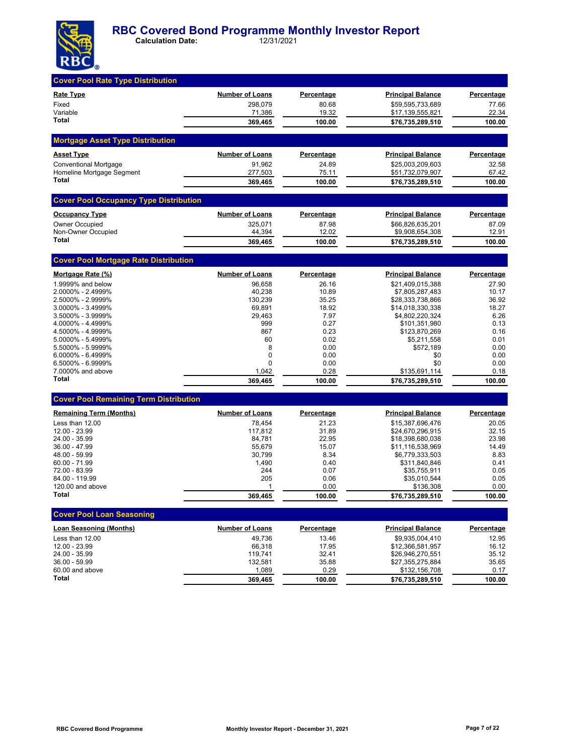# RBC Covered Bond Programme Monthly Investor Report

**Calculation Date:** 12/31/2021

## Cover Pool Rate Type Distribution

| Rate Type | Number of Loans | Percentage | Principal Balance | Percentage |
|---|---|---|---|---|
| Fixed | 298,079 | 80.68 | $59,595,733,689 | 77.66 |
| Variable | 71,386 | 19.32 | $17,139,555,821 | 22.34 |
| **Total** | **369,465** | **100.00** | **$76,735,289,510** | **100.00** |

## Mortgage Asset Type Distribution

| Asset Type | Number of Loans | Percentage | Principal Balance | Percentage |
|---|---|---|---|---|
| Conventional Mortgage | 91,962 | 24.89 | $25,003,209,603 | 32.58 |
| Homeline Mortgage Segment | 277,503 | 75.11 | $51,732,079,907 | 67.42 |
| **Total** | **369,465** | **100.00** | **$76,735,289,510** | **100.00** |

## Cover Pool Occupancy Type Distribution

| Occupancy Type | Number of Loans | Percentage | Principal Balance | Percentage |
|---|---|---|---|---|
| Owner Occupied | 325,071 | 87.98 | $66,826,635,201 | 87.09 |
| Non-Owner Occupied | 44,394 | 12.02 | $9,908,654,308 | 12.91 |
| **Total** | **369,465** | **100.00** | **$76,735,289,510** | **100.00** |

## Cover Pool Mortgage Rate Distribution

| Mortgage Rate (%) | Number of Loans | Percentage | Principal Balance | Percentage |
|---|---|---|---|---|
| 1.9999% and below | 96,658 | 26.16 | $21,409,015,388 | 27.90 |
| 2.0000% - 2.4999% | 40,238 | 10.89 | $7,805,287,483 | 10.17 |
| 2.5000% - 2.9999% | 130,239 | 35.25 | $28,333,738,866 | 36.92 |
| 3.0000% - 3.4999% | 69,891 | 18.92 | $14,018,330,338 | 18.27 |
| 3.5000% - 3.9999% | 29,463 | 7.97 | $4,802,220,324 | 6.26 |
| 4.0000% - 4.4999% | 999 | 0.27 | $101,351,980 | 0.13 |
| 4.5000% - 4.9999% | 867 | 0.23 | $123,870,269 | 0.16 |
| 5.0000% - 5.4999% | 60 | 0.02 | $5,211,558 | 0.01 |
| 5.5000% - 5.9999% | 8 | 0.00 | $572,189 | 0.00 |
| 6.0000% - 6.4999% | 0 | 0.00 | $0 | 0.00 |
| 6.5000% - 6.9999% | 0 | 0.00 | $0 | 0.00 |
| 7.0000% and above | 1,042 | 0.28 | $135,691,114 | 0.18 |
| **Total** | **369,465** | **100.00** | **$76,735,289,510** | **100.00** |

## Cover Pool Remaining Term Distribution

| Remaining Term (Months) | Number of Loans | Percentage | Principal Balance | Percentage |
|---|---|---|---|---|
| Less than 12.00 | 78,454 | 21.23 | $15,387,696,476 | 20.05 |
| 12.00 - 23.99 | 117,812 | 31.89 | $24,670,296,915 | 32.15 |
| 24.00 - 35.99 | 84,781 | 22.95 | $18,398,680,038 | 23.98 |
| 36.00 - 47.99 | 55,679 | 15.07 | $11,116,538,969 | 14.49 |
| 48.00 - 59.99 | 30,799 | 8.34 | $6,779,333,503 | 8.83 |
| 60.00 - 71.99 | 1,490 | 0.40 | $311,840,846 | 0.41 |
| 72.00 - 83.99 | 244 | 0.07 | $35,755,911 | 0.05 |
| 84.00 - 119.99 | 205 | 0.06 | $35,010,544 | 0.05 |
| 120.00 and above | 1 | 0.00 | $136,308 | 0.00 |
| **Total** | **369,465** | **100.00** | **$76,735,289,510** | **100.00** |

## Cover Pool Loan Seasoning

| Loan Seasoning (Months) | Number of Loans | Percentage | Principal Balance | Percentage |
|---|---|---|---|---|
| Less than 12.00 | 49,736 | 13.46 | $9,935,004,410 | 12.95 |
| 12.00 - 23.99 | 66,318 | 17.95 | $12,366,581,957 | 16.12 |
| 24.00 - 35.99 | 119,741 | 32.41 | $26,946,270,551 | 35.12 |
| 36.00 - 59.99 | 132,581 | 35.88 | $27,355,275,884 | 35.65 |
| 60.00 and above | 1,089 | 0.29 | $132,156,708 | 0.17 |
| **Total** | **369,465** | **100.00** | **$76,735,289,510** | **100.00** |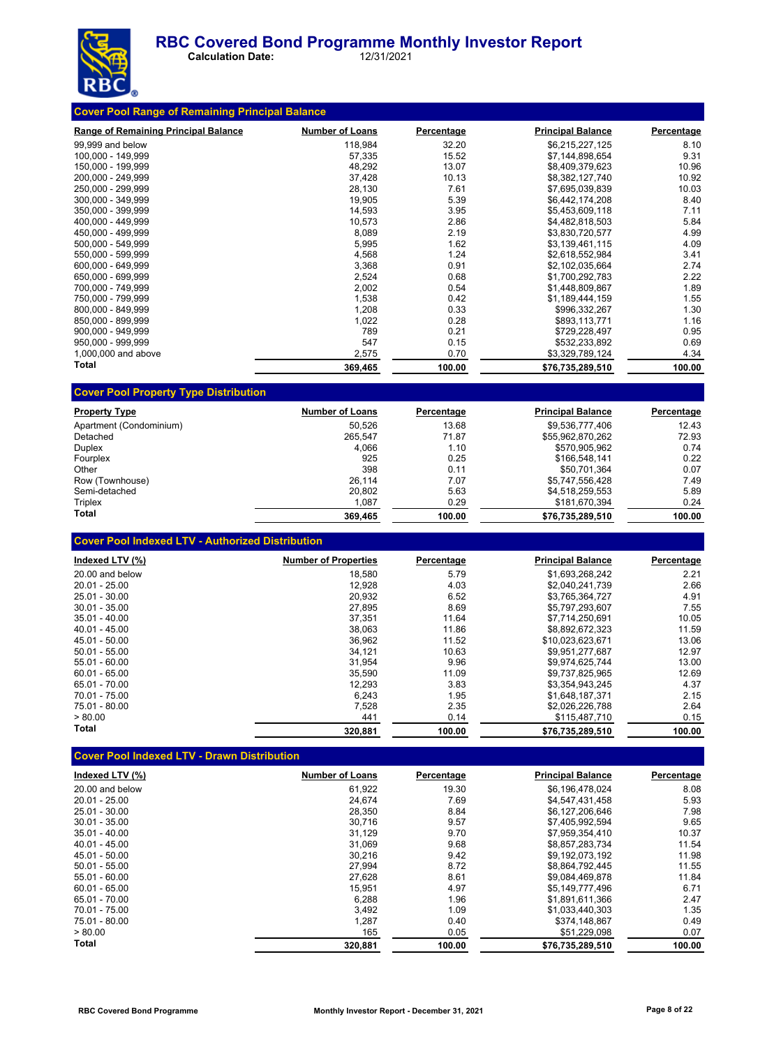# RBC Covered Bond Programme Monthly Investor Report

**Calculation Date:** 12/31/2021

## Cover Pool Range of Remaining Principal Balance

| Range of Remaining Principal Balance | Number of Loans | Percentage | Principal Balance | Percentage |
|---|---|---|---|---|
| 99,999 and below | 118,984 | 32.20 | $6,215,227,125 | 8.10 |
| 100,000 - 149,999 | 57,335 | 15.52 | $7,144,898,654 | 9.31 |
| 150,000 - 199,999 | 48,292 | 13.07 | $8,409,379,623 | 10.96 |
| 200,000 - 249,999 | 37,428 | 10.13 | $8,382,127,740 | 10.92 |
| 250,000 - 299,999 | 28,130 | 7.61 | $7,695,039,839 | 10.03 |
| 300,000 - 349,999 | 19,905 | 5.39 | $6,442,174,208 | 8.40 |
| 350,000 - 399,999 | 14,593 | 3.95 | $5,453,609,118 | 7.11 |
| 400,000 - 449,999 | 10,573 | 2.86 | $4,482,818,503 | 5.84 |
| 450,000 - 499,999 | 8,089 | 2.19 | $3,830,720,577 | 4.99 |
| 500,000 - 549,999 | 5,995 | 1.62 | $3,139,461,115 | 4.09 |
| 550,000 - 599,999 | 4,568 | 1.24 | $2,618,552,984 | 3.41 |
| 600,000 - 649,999 | 3,368 | 0.91 | $2,102,035,664 | 2.74 |
| 650,000 - 699,999 | 2,524 | 0.68 | $1,700,292,783 | 2.22 |
| 700,000 - 749,999 | 2,002 | 0.54 | $1,448,809,867 | 1.89 |
| 750,000 - 799,999 | 1,538 | 0.42 | $1,189,444,159 | 1.55 |
| 800,000 - 849,999 | 1,208 | 0.33 | $996,332,267 | 1.30 |
| 850,000 - 899,999 | 1,022 | 0.28 | $893,113,771 | 1.16 |
| 900,000 - 949,999 | 789 | 0.21 | $729,228,497 | 0.95 |
| 950,000 - 999,999 | 547 | 0.15 | $532,233,892 | 0.69 |
| 1,000,000 and above | 2,575 | 0.70 | $3,329,789,124 | 4.34 |
| **Total** | **369,465** | **100.00** | **$76,735,289,510** | **100.00** |

## Cover Pool Property Type Distribution

| Property Type | Number of Loans | Percentage | Principal Balance | Percentage |
|---|---|---|---|---|
| Apartment (Condominium) | 50,526 | 13.68 | $9,536,777,406 | 12.43 |
| Detached | 265,547 | 71.87 | $55,962,870,262 | 72.93 |
| Duplex | 4,066 | 1.10 | $570,905,962 | 0.74 |
| Fourplex | 925 | 0.25 | $166,548,141 | 0.22 |
| Other | 398 | 0.11 | $50,701,364 | 0.07 |
| Row (Townhouse) | 26,114 | 7.07 | $5,747,556,428 | 7.49 |
| Semi-detached | 20,802 | 5.63 | $4,518,259,553 | 5.89 |
| Triplex | 1,087 | 0.29 | $181,670,394 | 0.24 |
| **Total** | **369,465** | **100.00** | **$76,735,289,510** | **100.00** |

## Cover Pool Indexed LTV - Authorized Distribution

| Indexed LTV (%) | Number of Properties | Percentage | Principal Balance | Percentage |
|---|---|---|---|---|
| 20.00 and below | 18,580 | 5.79 | $1,693,268,242 | 2.21 |
| 20.01 - 25.00 | 12,928 | 4.03 | $2,040,241,739 | 2.66 |
| 25.01 - 30.00 | 20,932 | 6.52 | $3,765,364,727 | 4.91 |
| 30.01 - 35.00 | 27,895 | 8.69 | $5,797,293,607 | 7.55 |
| 35.01 - 40.00 | 37,351 | 11.64 | $7,714,250,691 | 10.05 |
| 40.01 - 45.00 | 38,063 | 11.86 | $8,892,672,323 | 11.59 |
| 45.01 - 50.00 | 36,962 | 11.52 | $10,023,623,671 | 13.06 |
| 50.01 - 55.00 | 34,121 | 10.63 | $9,951,277,687 | 12.97 |
| 55.01 - 60.00 | 31,954 | 9.96 | $9,974,625,744 | 13.00 |
| 60.01 - 65.00 | 35,590 | 11.09 | $9,737,825,965 | 12.69 |
| 65.01 - 70.00 | 12,293 | 3.83 | $3,354,943,245 | 4.37 |
| 70.01 - 75.00 | 6,243 | 1.95 | $1,648,187,371 | 2.15 |
| 75.01 - 80.00 | 7,528 | 2.35 | $2,026,226,788 | 2.64 |
| > 80.00 | 441 | 0.14 | $115,487,710 | 0.15 |
| **Total** | **320,881** | **100.00** | **$76,735,289,510** | **100.00** |

## Cover Pool Indexed LTV - Drawn Distribution

| Indexed LTV (%) | Number of Loans | Percentage | Principal Balance | Percentage |
|---|---|---|---|---|
| 20.00 and below | 61,922 | 19.30 | $6,196,478,024 | 8.08 |
| 20.01 - 25.00 | 24,674 | 7.69 | $4,547,431,458 | 5.93 |
| 25.01 - 30.00 | 28,350 | 8.84 | $6,127,206,646 | 7.98 |
| 30.01 - 35.00 | 30,716 | 9.57 | $7,405,992,594 | 9.65 |
| 35.01 - 40.00 | 31,129 | 9.70 | $7,959,354,410 | 10.37 |
| 40.01 - 45.00 | 31,069 | 9.68 | $8,857,283,734 | 11.54 |
| 45.01 - 50.00 | 30,216 | 9.42 | $9,192,073,192 | 11.98 |
| 50.01 - 55.00 | 27,994 | 8.72 | $8,864,792,445 | 11.55 |
| 55.01 - 60.00 | 27,628 | 8.61 | $9,084,469,878 | 11.84 |
| 60.01 - 65.00 | 15,951 | 4.97 | $5,149,777,496 | 6.71 |
| 65.01 - 70.00 | 6,288 | 1.96 | $1,891,611,366 | 2.47 |
| 70.01 - 75.00 | 3,492 | 1.09 | $1,033,440,303 | 1.35 |
| 75.01 - 80.00 | 1,287 | 0.40 | $374,148,867 | 0.49 |
| > 80.00 | 165 | 0.05 | $51,229,098 | 0.07 |
| **Total** | **320,881** | **100.00** | **$76,735,289,510** | **100.00** |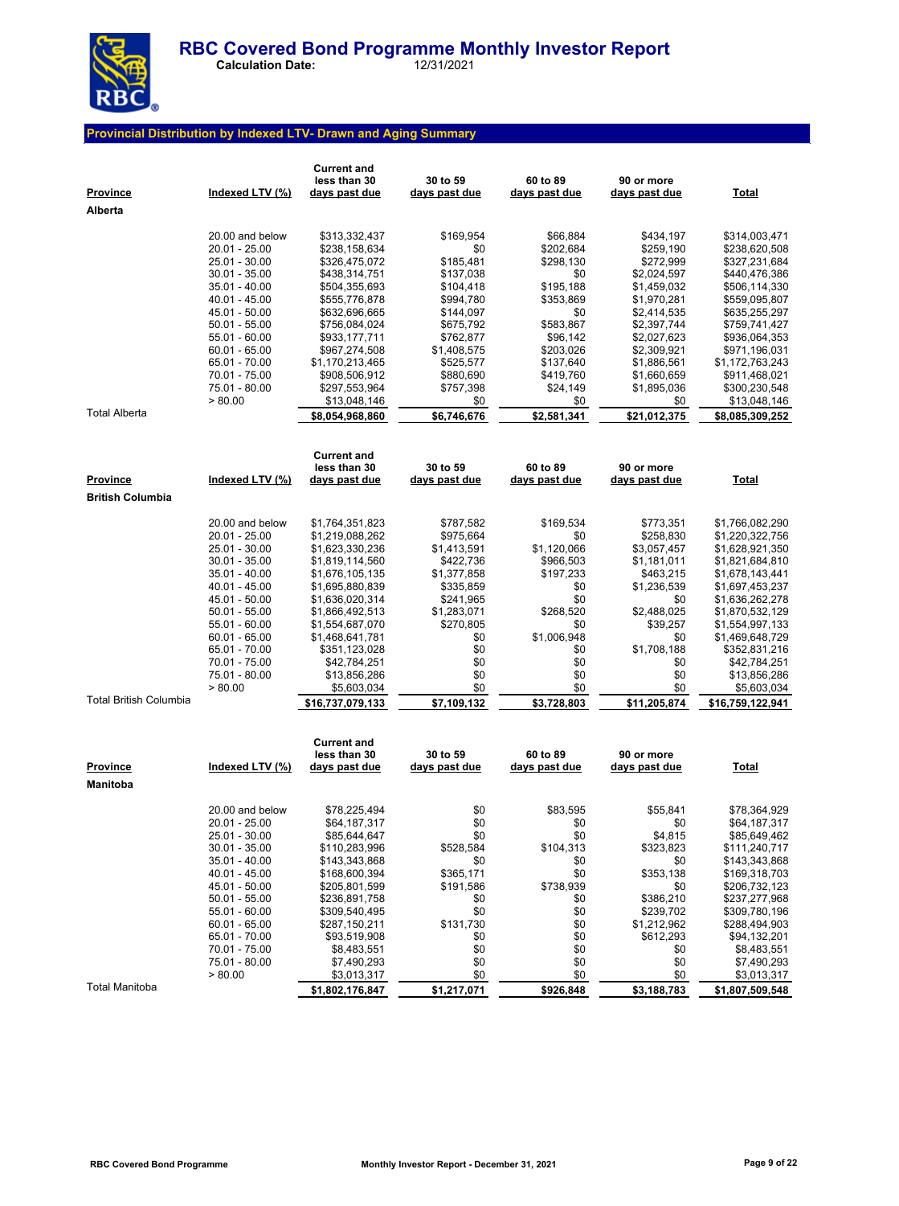# RBC Covered Bond Programme Monthly Investor Report

**Calculation Date:** 12/31/2021

## Provincial Distribution by Indexed LTV- Drawn and Aging Summary

| Province | Indexed LTV (%) | Current and less than 30 days past due | 30 to 59 days past due | 60 to 89 days past due | 90 or more days past due | Total |
|---|---|---|---|---|---|---|
| **Alberta** | | | | | | |
| | 20.00 and below | $313,332,437 | $169,954 | $66,884 | $434,197 | $314,003,471 |
| | 20.01 - 25.00 | $238,158,634 | $0 | $202,684 | $259,190 | $238,620,508 |
| | 25.01 - 30.00 | $326,475,072 | $185,481 | $298,130 | $272,999 | $327,231,684 |
| | 30.01 - 35.00 | $438,314,751 | $137,038 | $0 | $2,024,597 | $440,476,386 |
| | 35.01 - 40.00 | $504,355,693 | $104,418 | $195,188 | $1,459,032 | $506,114,330 |
| | 40.01 - 45.00 | $555,776,878 | $994,780 | $353,869 | $1,970,281 | $559,095,807 |
| | 45.01 - 50.00 | $632,696,665 | $144,097 | $0 | $2,414,535 | $635,255,297 |
| | 50.01 - 55.00 | $756,084,024 | $675,792 | $583,867 | $2,397,744 | $759,741,427 |
| | 55.01 - 60.00 | $933,177,711 | $762,877 | $96,142 | $2,027,623 | $936,064,353 |
| | 60.01 - 65.00 | $967,274,508 | $1,408,575 | $203,026 | $2,309,921 | $971,196,031 |
| | 65.01 - 70.00 | $1,170,213,465 | $525,577 | $137,640 | $1,886,561 | $1,172,763,243 |
| | 70.01 - 75.00 | $908,506,912 | $880,690 | $419,760 | $1,660,659 | $911,468,021 |
| | 75.01 - 80.00 | $297,553,964 | $757,398 | $24,149 | $1,895,036 | $300,230,548 |
| | > 80.00 | $13,048,146 | $0 | $0 | $0 | $13,048,146 |
| Total Alberta | | **$8,054,968,860** | **$6,746,676** | **$2,581,341** | **$21,012,375** | **$8,085,309,252** |

| Province | Indexed LTV (%) | Current and less than 30 days past due | 30 to 59 days past due | 60 to 89 days past due | 90 or more days past due | Total |
|---|---|---|---|---|---|---|
| **British Columbia** | | | | | | |
| | 20.00 and below | $1,764,351,823 | $787,582 | $169,534 | $773,351 | $1,766,082,290 |
| | 20.01 - 25.00 | $1,219,088,262 | $975,664 | $0 | $258,830 | $1,220,322,756 |
| | 25.01 - 30.00 | $1,623,330,236 | $1,413,591 | $1,120,066 | $3,057,457 | $1,628,921,350 |
| | 30.01 - 35.00 | $1,819,114,560 | $422,736 | $966,503 | $1,181,011 | $1,821,684,810 |
| | 35.01 - 40.00 | $1,676,105,135 | $1,377,858 | $197,233 | $463,215 | $1,678,143,441 |
| | 40.01 - 45.00 | $1,695,880,839 | $335,859 | $0 | $1,236,539 | $1,697,453,237 |
| | 45.01 - 50.00 | $1,636,020,314 | $241,965 | $0 | $0 | $1,636,262,278 |
| | 50.01 - 55.00 | $1,866,492,513 | $1,283,071 | $268,520 | $2,488,025 | $1,870,532,129 |
| | 55.01 - 60.00 | $1,554,687,070 | $270,805 | $0 | $39,257 | $1,554,997,133 |
| | 60.01 - 65.00 | $1,468,641,781 | $0 | $1,006,948 | $0 | $1,469,648,729 |
| | 65.01 - 70.00 | $351,123,028 | $0 | $0 | $1,708,188 | $352,831,216 |
| | 70.01 - 75.00 | $42,784,251 | $0 | $0 | $0 | $42,784,251 |
| | 75.01 - 80.00 | $13,856,286 | $0 | $0 | $0 | $13,856,286 |
| | > 80.00 | $5,603,034 | $0 | $0 | $0 | $5,603,034 |
| Total British Columbia | | **$16,737,079,133** | **$7,109,132** | **$3,728,803** | **$11,205,874** | **$16,759,122,941** |

| Province | Indexed LTV (%) | Current and less than 30 days past due | 30 to 59 days past due | 60 to 89 days past due | 90 or more days past due | Total |
|---|---|---|---|---|---|---|
| **Manitoba** | | | | | | |
| | 20.00 and below | $78,225,494 | $0 | $83,595 | $55,841 | $78,364,929 |
| | 20.01 - 25.00 | $64,187,317 | $0 | $0 | $0 | $64,187,317 |
| | 25.01 - 30.00 | $85,644,647 | $0 | $0 | $4,815 | $85,649,462 |
| | 30.01 - 35.00 | $110,283,996 | $528,584 | $104,313 | $323,823 | $111,240,717 |
| | 35.01 - 40.00 | $143,343,868 | $0 | $0 | $0 | $143,343,868 |
| | 40.01 - 45.00 | $168,600,394 | $365,171 | $0 | $353,138 | $169,318,703 |
| | 45.01 - 50.00 | $205,801,599 | $191,586 | $738,939 | $0 | $206,732,123 |
| | 50.01 - 55.00 | $236,891,758 | $0 | $0 | $386,210 | $237,277,968 |
| | 55.01 - 60.00 | $309,540,495 | $0 | $0 | $239,702 | $309,780,196 |
| | 60.01 - 65.00 | $287,150,211 | $131,730 | $0 | $1,212,962 | $288,494,903 |
| | 65.01 - 70.00 | $93,519,908 | $0 | $0 | $612,293 | $94,132,201 |
| | 70.01 - 75.00 | $8,483,551 | $0 | $0 | $0 | $8,483,551 |
| | 75.01 - 80.00 | $7,490,293 | $0 | $0 | $0 | $7,490,293 |
| | > 80.00 | $3,013,317 | $0 | $0 | $0 | $3,013,317 |
| Total Manitoba | | **$1,802,176,847** | **$1,217,071** | **$926,848** | **$3,188,783** | **$1,807,509,548** |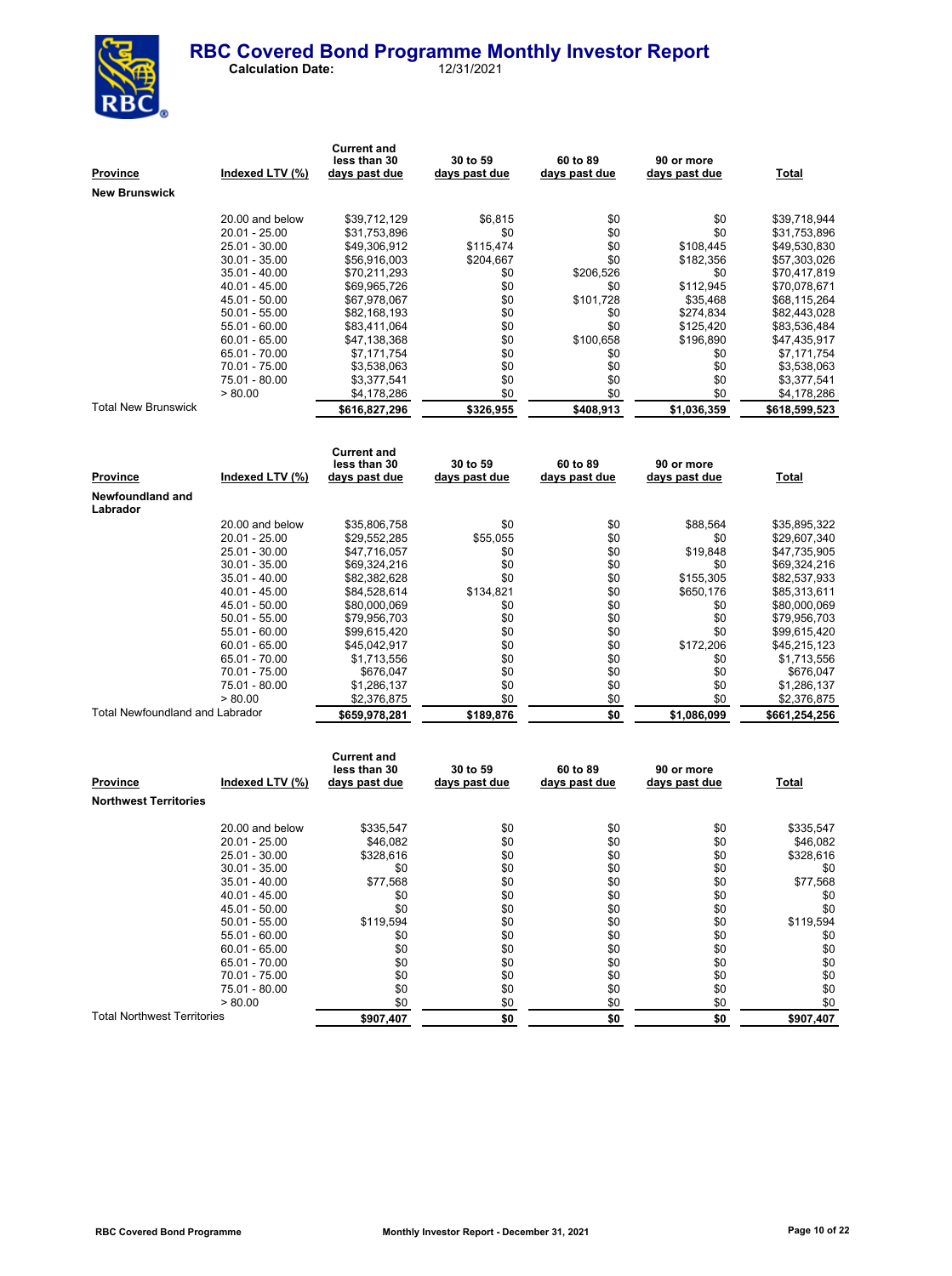# RBC Covered Bond Programme Monthly Investor Report

**Calculation Date:** 12/31/2021

| Province | Indexed LTV (%) | Current and less than 30 days past due | 30 to 59 days past due | 60 to 89 days past due | 90 or more days past due | Total |
|---|---|---|---|---|---|---|
| **New Brunswick** | | | | | | |
| | 20.00 and below | $39,712,129 | $6,815 | $0 | $0 | $39,718,944 |
| | 20.01 - 25.00 | $31,753,896 | $0 | $0 | $0 | $31,753,896 |
| | 25.01 - 30.00 | $49,306,912 | $115,474 | $0 | $108,445 | $49,530,830 |
| | 30.01 - 35.00 | $56,916,003 | $204,667 | $0 | $182,356 | $57,303,026 |
| | 35.01 - 40.00 | $70,211,293 | $0 | $206,526 | $0 | $70,417,819 |
| | 40.01 - 45.00 | $69,965,726 | $0 | $0 | $112,945 | $70,078,671 |
| | 45.01 - 50.00 | $67,978,067 | $0 | $101,728 | $35,468 | $68,115,264 |
| | 50.01 - 55.00 | $82,168,193 | $0 | $0 | $274,834 | $82,443,028 |
| | 55.01 - 60.00 | $83,411,064 | $0 | $0 | $125,420 | $83,536,484 |
| | 60.01 - 65.00 | $47,138,368 | $0 | $100,658 | $196,890 | $47,435,917 |
| | 65.01 - 70.00 | $7,171,754 | $0 | $0 | $0 | $7,171,754 |
| | 70.01 - 75.00 | $3,538,063 | $0 | $0 | $0 | $3,538,063 |
| | 75.01 - 80.00 | $3,377,541 | $0 | $0 | $0 | $3,377,541 |
| | > 80.00 | $4,178,286 | $0 | $0 | $0 | $4,178,286 |
| Total New Brunswick | | **$616,827,296** | **$326,955** | **$408,913** | **$1,036,359** | **$618,599,523** |

| Province | Indexed LTV (%) | Current and less than 30 days past due | 30 to 59 days past due | 60 to 89 days past due | 90 or more days past due | Total |
|---|---|---|---|---|---|---|
| **Newfoundland and Labrador** | | | | | | |
| | 20.00 and below | $35,806,758 | $0 | $0 | $88,564 | $35,895,322 |
| | 20.01 - 25.00 | $29,552,285 | $55,055 | $0 | $0 | $29,607,340 |
| | 25.01 - 30.00 | $47,716,057 | $0 | $0 | $19,848 | $47,735,905 |
| | 30.01 - 35.00 | $69,324,216 | $0 | $0 | $0 | $69,324,216 |
| | 35.01 - 40.00 | $82,382,628 | $0 | $0 | $155,305 | $82,537,933 |
| | 40.01 - 45.00 | $84,528,614 | $134,821 | $0 | $650,176 | $85,313,611 |
| | 45.01 - 50.00 | $80,000,069 | $0 | $0 | $0 | $80,000,069 |
| | 50.01 - 55.00 | $79,956,703 | $0 | $0 | $0 | $79,956,703 |
| | 55.01 - 60.00 | $99,615,420 | $0 | $0 | $0 | $99,615,420 |
| | 60.01 - 65.00 | $45,042,917 | $0 | $0 | $172,206 | $45,215,123 |
| | 65.01 - 70.00 | $1,713,556 | $0 | $0 | $0 | $1,713,556 |
| | 70.01 - 75.00 | $676,047 | $0 | $0 | $0 | $676,047 |
| | 75.01 - 80.00 | $1,286,137 | $0 | $0 | $0 | $1,286,137 |
| | > 80.00 | $2,376,875 | $0 | $0 | $0 | $2,376,875 |
| Total Newfoundland and Labrador | | **$659,978,281** | **$189,876** | **$0** | **$1,086,099** | **$661,254,256** |

| Province | Indexed LTV (%) | Current and less than 30 days past due | 30 to 59 days past due | 60 to 89 days past due | 90 or more days past due | Total |
|---|---|---|---|---|---|---|
| **Northwest Territories** | | | | | | |
| | 20.00 and below | $335,547 | $0 | $0 | $0 | $335,547 |
| | 20.01 - 25.00 | $46,082 | $0 | $0 | $0 | $46,082 |
| | 25.01 - 30.00 | $328,616 | $0 | $0 | $0 | $328,616 |
| | 30.01 - 35.00 | $0 | $0 | $0 | $0 | $0 |
| | 35.01 - 40.00 | $77,568 | $0 | $0 | $0 | $77,568 |
| | 40.01 - 45.00 | $0 | $0 | $0 | $0 | $0 |
| | 45.01 - 50.00 | $0 | $0 | $0 | $0 | $0 |
| | 50.01 - 55.00 | $119,594 | $0 | $0 | $0 | $119,594 |
| | 55.01 - 60.00 | $0 | $0 | $0 | $0 | $0 |
| | 60.01 - 65.00 | $0 | $0 | $0 | $0 | $0 |
| | 65.01 - 70.00 | $0 | $0 | $0 | $0 | $0 |
| | 70.01 - 75.00 | $0 | $0 | $0 | $0 | $0 |
| | 75.01 - 80.00 | $0 | $0 | $0 | $0 | $0 |
| | > 80.00 | $0 | $0 | $0 | $0 | $0 |
| Total Northwest Territories | | **$907,407** | **$0** | **$0** | **$0** | **$907,407** |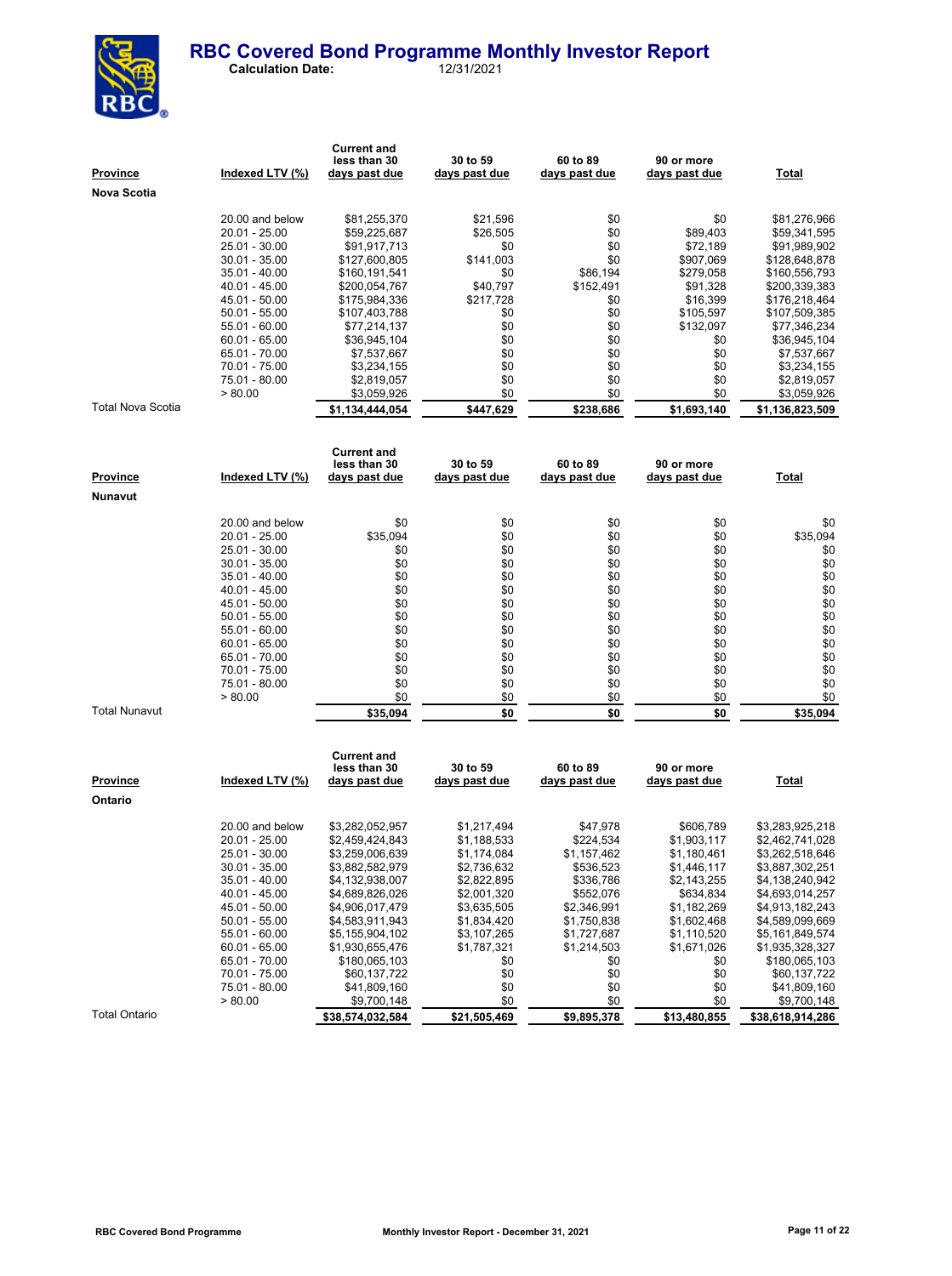# RBC Covered Bond Programme Monthly Investor Report

**Calculation Date:** 12/31/2021

| Province | Indexed LTV (%) | Current and less than 30 days past due | 30 to 59 days past due | 60 to 89 days past due | 90 or more days past due | Total |
|---|---|---|---|---|---|---|
| **Nova Scotia** | | | | | | |
| | 20.00 and below | $81,255,370 | $21,596 | $0 | $0 | $81,276,966 |
| | 20.01 - 25.00 | $59,225,687 | $26,505 | $0 | $89,403 | $59,341,595 |
| | 25.01 - 30.00 | $91,917,713 | $0 | $0 | $72,189 | $91,989,902 |
| | 30.01 - 35.00 | $127,600,805 | $141,003 | $0 | $907,069 | $128,648,878 |
| | 35.01 - 40.00 | $160,191,541 | $0 | $86,194 | $279,058 | $160,556,793 |
| | 40.01 - 45.00 | $200,054,767 | $40,797 | $152,491 | $91,328 | $200,339,383 |
| | 45.01 - 50.00 | $175,984,336 | $217,728 | $0 | $16,399 | $176,218,464 |
| | 50.01 - 55.00 | $107,403,788 | $0 | $0 | $105,597 | $107,509,385 |
| | 55.01 - 60.00 | $77,214,137 | $0 | $0 | $132,097 | $77,346,234 |
| | 60.01 - 65.00 | $36,945,104 | $0 | $0 | $0 | $36,945,104 |
| | 65.01 - 70.00 | $7,537,667 | $0 | $0 | $0 | $7,537,667 |
| | 70.01 - 75.00 | $3,234,155 | $0 | $0 | $0 | $3,234,155 |
| | 75.01 - 80.00 | $2,819,057 | $0 | $0 | $0 | $2,819,057 |
| | > 80.00 | $3,059,926 | $0 | $0 | $0 | $3,059,926 |
| Total Nova Scotia | | **$1,134,444,054** | **$447,629** | **$238,686** | **$1,693,140** | **$1,136,823,509** |

| Province | Indexed LTV (%) | Current and less than 30 days past due | 30 to 59 days past due | 60 to 89 days past due | 90 or more days past due | Total |
|---|---|---|---|---|---|---|
| **Nunavut** | | | | | | |
| | 20.00 and below | $0 | $0 | $0 | $0 | $0 |
| | 20.01 - 25.00 | $35,094 | $0 | $0 | $0 | $35,094 |
| | 25.01 - 30.00 | $0 | $0 | $0 | $0 | $0 |
| | 30.01 - 35.00 | $0 | $0 | $0 | $0 | $0 |
| | 35.01 - 40.00 | $0 | $0 | $0 | $0 | $0 |
| | 40.01 - 45.00 | $0 | $0 | $0 | $0 | $0 |
| | 45.01 - 50.00 | $0 | $0 | $0 | $0 | $0 |
| | 50.01 - 55.00 | $0 | $0 | $0 | $0 | $0 |
| | 55.01 - 60.00 | $0 | $0 | $0 | $0 | $0 |
| | 60.01 - 65.00 | $0 | $0 | $0 | $0 | $0 |
| | 65.01 - 70.00 | $0 | $0 | $0 | $0 | $0 |
| | 70.01 - 75.00 | $0 | $0 | $0 | $0 | $0 |
| | 75.01 - 80.00 | $0 | $0 | $0 | $0 | $0 |
| | > 80.00 | $0 | $0 | $0 | $0 | $0 |
| Total Nunavut | | **$35,094** | **$0** | **$0** | **$0** | **$35,094** |

| Province | Indexed LTV (%) | Current and less than 30 days past due | 30 to 59 days past due | 60 to 89 days past due | 90 or more days past due | Total |
|---|---|---|---|---|---|---|
| **Ontario** | | | | | | |
| | 20.00 and below | $3,282,052,957 | $1,217,494 | $47,978 | $606,789 | $3,283,925,218 |
| | 20.01 - 25.00 | $2,459,424,843 | $1,188,533 | $224,534 | $1,903,117 | $2,462,741,028 |
| | 25.01 - 30.00 | $3,259,006,639 | $1,174,084 | $1,157,462 | $1,180,461 | $3,262,518,646 |
| | 30.01 - 35.00 | $3,882,582,979 | $2,736,632 | $536,523 | $1,446,117 | $3,887,302,251 |
| | 35.01 - 40.00 | $4,132,938,007 | $2,822,895 | $336,786 | $2,143,255 | $4,138,240,942 |
| | 40.01 - 45.00 | $4,689,826,026 | $2,001,320 | $552,076 | $634,834 | $4,693,014,257 |
| | 45.01 - 50.00 | $4,906,017,479 | $3,635,505 | $2,346,991 | $1,182,269 | $4,913,182,243 |
| | 50.01 - 55.00 | $4,583,911,943 | $1,834,420 | $1,750,838 | $1,602,468 | $4,589,099,669 |
| | 55.01 - 60.00 | $5,155,904,102 | $3,107,265 | $1,727,687 | $1,110,520 | $5,161,849,574 |
| | 60.01 - 65.00 | $1,930,655,476 | $1,787,321 | $1,214,503 | $1,671,026 | $1,935,328,327 |
| | 65.01 - 70.00 | $180,065,103 | $0 | $0 | $0 | $180,065,103 |
| | 70.01 - 75.00 | $60,137,722 | $0 | $0 | $0 | $60,137,722 |
| | 75.01 - 80.00 | $41,809,160 | $0 | $0 | $0 | $41,809,160 |
| | > 80.00 | $9,700,148 | $0 | $0 | $0 | $9,700,148 |
| Total Ontario | | **$38,574,032,584** | **$21,505,469** | **$9,895,378** | **$13,480,855** | **$38,618,914,286** |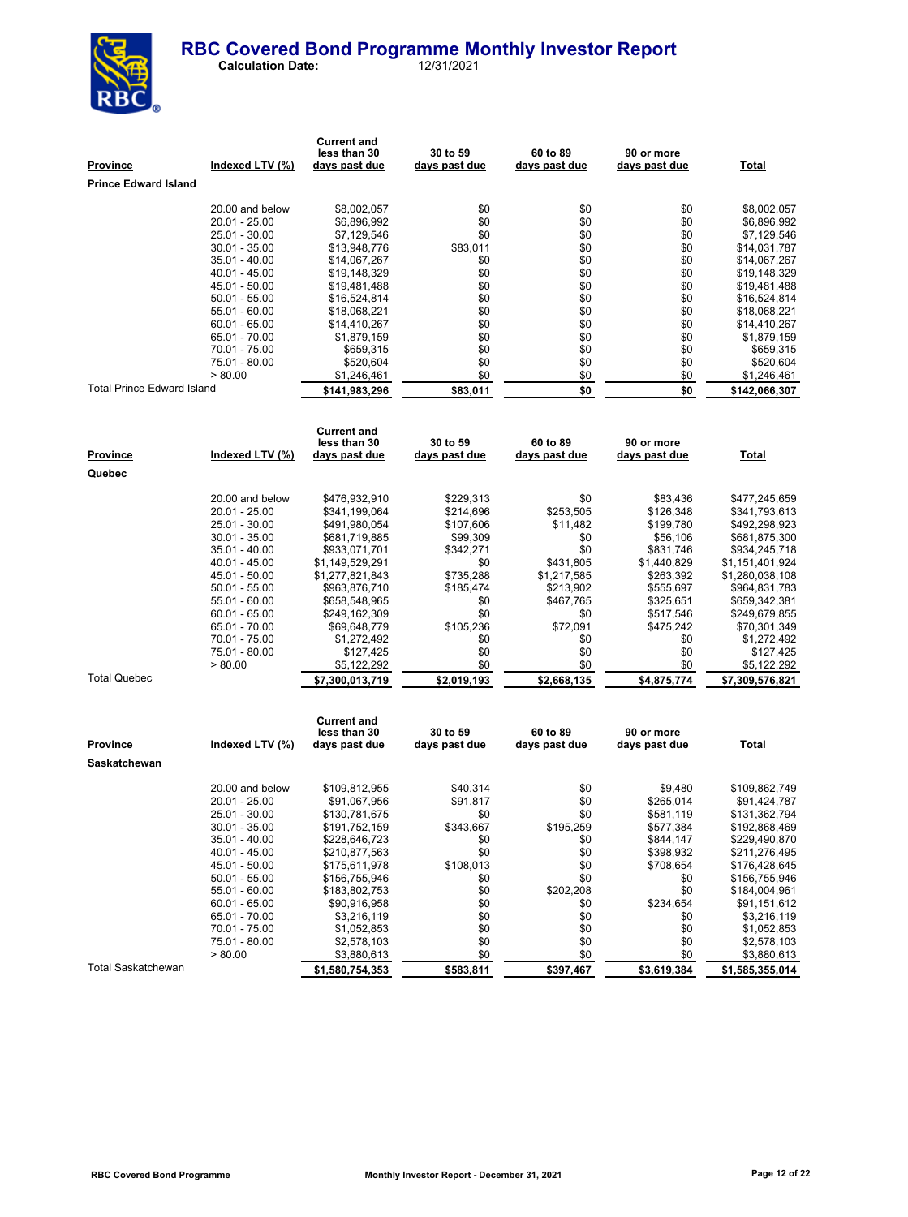# RBC Covered Bond Programme Monthly Investor Report

**Calculation Date:** 12/31/2021

| Province | Indexed LTV (%) | Current and less than 30 days past due | 30 to 59 days past due | 60 to 89 days past due | 90 or more days past due | Total |
|---|---|---|---|---|---|---|
| **Prince Edward Island** | | | | | | |
| | 20.00 and below | $8,002,057 | $0 | $0 | $0 | $8,002,057 |
| | 20.01 - 25.00 | $6,896,992 | $0 | $0 | $0 | $6,896,992 |
| | 25.01 - 30.00 | $7,129,546 | $0 | $0 | $0 | $7,129,546 |
| | 30.01 - 35.00 | $13,948,776 | $83,011 | $0 | $0 | $14,031,787 |
| | 35.01 - 40.00 | $14,067,267 | $0 | $0 | $0 | $14,067,267 |
| | 40.01 - 45.00 | $19,148,329 | $0 | $0 | $0 | $19,148,329 |
| | 45.01 - 50.00 | $19,481,488 | $0 | $0 | $0 | $19,481,488 |
| | 50.01 - 55.00 | $16,524,814 | $0 | $0 | $0 | $16,524,814 |
| | 55.01 - 60.00 | $18,068,221 | $0 | $0 | $0 | $18,068,221 |
| | 60.01 - 65.00 | $14,410,267 | $0 | $0 | $0 | $14,410,267 |
| | 65.01 - 70.00 | $1,879,159 | $0 | $0 | $0 | $1,879,159 |
| | 70.01 - 75.00 | $659,315 | $0 | $0 | $0 | $659,315 |
| | 75.01 - 80.00 | $520,604 | $0 | $0 | $0 | $520,604 |
| | > 80.00 | $1,246,461 | $0 | $0 | $0 | $1,246,461 |
| Total Prince Edward Island | | **$141,983,296** | **$83,011** | **$0** | **$0** | **$142,066,307** |

| Province | Indexed LTV (%) | Current and less than 30 days past due | 30 to 59 days past due | 60 to 89 days past due | 90 or more days past due | Total |
|---|---|---|---|---|---|---|
| **Quebec** | | | | | | |
| | 20.00 and below | $476,932,910 | $229,313 | $0 | $83,436 | $477,245,659 |
| | 20.01 - 25.00 | $341,199,064 | $214,696 | $253,505 | $126,348 | $341,793,613 |
| | 25.01 - 30.00 | $491,980,054 | $107,606 | $11,482 | $199,780 | $492,298,923 |
| | 30.01 - 35.00 | $681,719,885 | $99,309 | $0 | $56,106 | $681,875,300 |
| | 35.01 - 40.00 | $933,071,701 | $342,271 | $0 | $831,746 | $934,245,718 |
| | 40.01 - 45.00 | $1,149,529,291 | $0 | $431,805 | $1,440,829 | $1,151,401,924 |
| | 45.01 - 50.00 | $1,277,821,843 | $735,288 | $1,217,585 | $263,392 | $1,280,038,108 |
| | 50.01 - 55.00 | $963,876,710 | $185,474 | $213,902 | $555,697 | $964,831,783 |
| | 55.01 - 60.00 | $658,548,965 | $0 | $467,765 | $325,651 | $659,342,381 |
| | 60.01 - 65.00 | $249,162,309 | $0 | $0 | $517,546 | $249,679,855 |
| | 65.01 - 70.00 | $69,648,779 | $105,236 | $72,091 | $475,242 | $70,301,349 |
| | 70.01 - 75.00 | $1,272,492 | $0 | $0 | $0 | $1,272,492 |
| | 75.01 - 80.00 | $127,425 | $0 | $0 | $0 | $127,425 |
| | > 80.00 | $5,122,292 | $0 | $0 | $0 | $5,122,292 |
| Total Quebec | | **$7,300,013,719** | **$2,019,193** | **$2,668,135** | **$4,875,774** | **$7,309,576,821** |

| Province | Indexed LTV (%) | Current and less than 30 days past due | 30 to 59 days past due | 60 to 89 days past due | 90 or more days past due | Total |
|---|---|---|---|---|---|---|
| **Saskatchewan** | | | | | | |
| | 20.00 and below | $109,812,955 | $40,314 | $0 | $9,480 | $109,862,749 |
| | 20.01 - 25.00 | $91,067,956 | $91,817 | $0 | $265,014 | $91,424,787 |
| | 25.01 - 30.00 | $130,781,675 | $0 | $0 | $581,119 | $131,362,794 |
| | 30.01 - 35.00 | $191,752,159 | $343,667 | $195,259 | $577,384 | $192,868,469 |
| | 35.01 - 40.00 | $228,646,723 | $0 | $0 | $844,147 | $229,490,870 |
| | 40.01 - 45.00 | $210,877,563 | $0 | $0 | $398,932 | $211,276,495 |
| | 45.01 - 50.00 | $175,611,978 | $108,013 | $0 | $708,654 | $176,428,645 |
| | 50.01 - 55.00 | $156,755,946 | $0 | $0 | $0 | $156,755,946 |
| | 55.01 - 60.00 | $183,802,753 | $0 | $202,208 | $0 | $184,004,961 |
| | 60.01 - 65.00 | $90,916,958 | $0 | $0 | $234,654 | $91,151,612 |
| | 65.01 - 70.00 | $3,216,119 | $0 | $0 | $0 | $3,216,119 |
| | 70.01 - 75.00 | $1,052,853 | $0 | $0 | $0 | $1,052,853 |
| | 75.01 - 80.00 | $2,578,103 | $0 | $0 | $0 | $2,578,103 |
| | > 80.00 | $3,880,613 | $0 | $0 | $0 | $3,880,613 |
| Total Saskatchewan | | **$1,580,754,353** | **$583,811** | **$397,467** | **$3,619,384** | **$1,585,355,014** |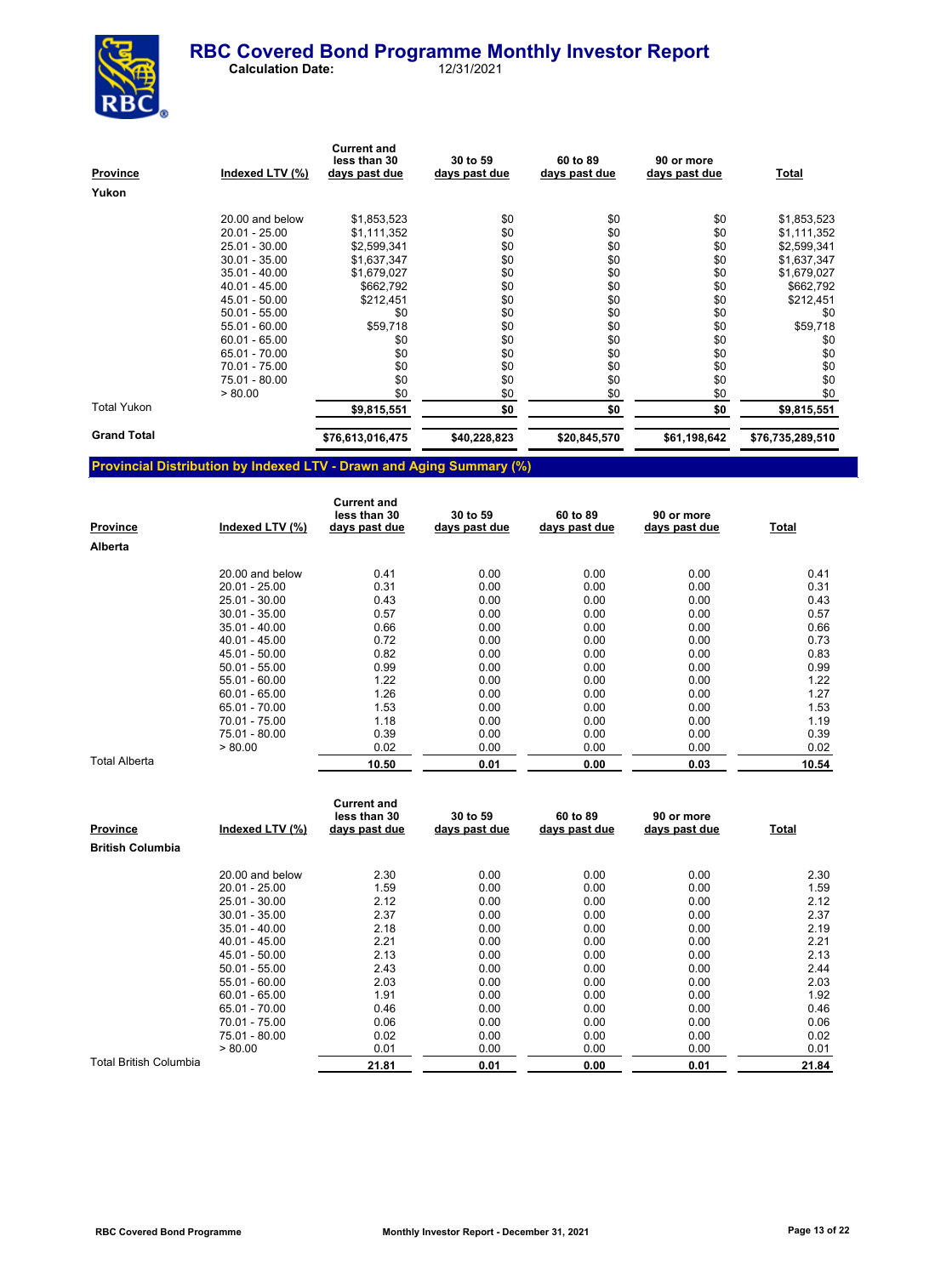# RBC Covered Bond Programme Monthly Investor Report

**Calculation Date:** 12/31/2021

| Province | Indexed LTV (%) | Current and less than 30 days past due | 30 to 59 days past due | 60 to 89 days past due | 90 or more days past due | Total |
|---|---|---|---|---|---|---|
| **Yukon** | | | | | | |
| | 20.00 and below | $1,853,523 | $0 | $0 | $0 | $1,853,523 |
| | 20.01 - 25.00 | $1,111,352 | $0 | $0 | $0 | $1,111,352 |
| | 25.01 - 30.00 | $2,599,341 | $0 | $0 | $0 | $2,599,341 |
| | 30.01 - 35.00 | $1,637,347 | $0 | $0 | $0 | $1,637,347 |
| | 35.01 - 40.00 | $1,679,027 | $0 | $0 | $0 | $1,679,027 |
| | 40.01 - 45.00 | $662,792 | $0 | $0 | $0 | $662,792 |
| | 45.01 - 50.00 | $212,451 | $0 | $0 | $0 | $212,451 |
| | 50.01 - 55.00 | $0 | $0 | $0 | $0 | $0 |
| | 55.01 - 60.00 | $59,718 | $0 | $0 | $0 | $59,718 |
| | 60.01 - 65.00 | $0 | $0 | $0 | $0 | $0 |
| | 65.01 - 70.00 | $0 | $0 | $0 | $0 | $0 |
| | 70.01 - 75.00 | $0 | $0 | $0 | $0 | $0 |
| | 75.01 - 80.00 | $0 | $0 | $0 | $0 | $0 |
| | > 80.00 | $0 | $0 | $0 | $0 | $0 |
| Total Yukon | | **$9,815,551** | **$0** | **$0** | **$0** | **$9,815,551** |
| **Grand Total** | | **$76,613,016,475** | **$40,228,823** | **$20,845,570** | **$61,198,642** | **$76,735,289,510** |

## Provincial Distribution by Indexed LTV - Drawn and Aging Summary (%)

| Province | Indexed LTV (%) | Current and less than 30 days past due | 30 to 59 days past due | 60 to 89 days past due | 90 or more days past due | Total |
|---|---|---|---|---|---|---|
| **Alberta** | | | | | | |
| | 20.00 and below | 0.41 | 0.00 | 0.00 | 0.00 | 0.41 |
| | 20.01 - 25.00 | 0.31 | 0.00 | 0.00 | 0.00 | 0.31 |
| | 25.01 - 30.00 | 0.43 | 0.00 | 0.00 | 0.00 | 0.43 |
| | 30.01 - 35.00 | 0.57 | 0.00 | 0.00 | 0.00 | 0.57 |
| | 35.01 - 40.00 | 0.66 | 0.00 | 0.00 | 0.00 | 0.66 |
| | 40.01 - 45.00 | 0.72 | 0.00 | 0.00 | 0.00 | 0.73 |
| | 45.01 - 50.00 | 0.82 | 0.00 | 0.00 | 0.00 | 0.83 |
| | 50.01 - 55.00 | 0.99 | 0.00 | 0.00 | 0.00 | 0.99 |
| | 55.01 - 60.00 | 1.22 | 0.00 | 0.00 | 0.00 | 1.22 |
| | 60.01 - 65.00 | 1.26 | 0.00 | 0.00 | 0.00 | 1.27 |
| | 65.01 - 70.00 | 1.53 | 0.00 | 0.00 | 0.00 | 1.53 |
| | 70.01 - 75.00 | 1.18 | 0.00 | 0.00 | 0.00 | 1.19 |
| | 75.01 - 80.00 | 0.39 | 0.00 | 0.00 | 0.00 | 0.39 |
| | > 80.00 | 0.02 | 0.00 | 0.00 | 0.00 | 0.02 |
| Total Alberta | | **10.50** | **0.01** | **0.00** | **0.03** | **10.54** |

| Province | Indexed LTV (%) | Current and less than 30 days past due | 30 to 59 days past due | 60 to 89 days past due | 90 or more days past due | Total |
|---|---|---|---|---|---|---|
| **British Columbia** | | | | | | |
| | 20.00 and below | 2.30 | 0.00 | 0.00 | 0.00 | 2.30 |
| | 20.01 - 25.00 | 1.59 | 0.00 | 0.00 | 0.00 | 1.59 |
| | 25.01 - 30.00 | 2.12 | 0.00 | 0.00 | 0.00 | 2.12 |
| | 30.01 - 35.00 | 2.37 | 0.00 | 0.00 | 0.00 | 2.37 |
| | 35.01 - 40.00 | 2.18 | 0.00 | 0.00 | 0.00 | 2.19 |
| | 40.01 - 45.00 | 2.21 | 0.00 | 0.00 | 0.00 | 2.21 |
| | 45.01 - 50.00 | 2.13 | 0.00 | 0.00 | 0.00 | 2.13 |
| | 50.01 - 55.00 | 2.43 | 0.00 | 0.00 | 0.00 | 2.44 |
| | 55.01 - 60.00 | 2.03 | 0.00 | 0.00 | 0.00 | 2.03 |
| | 60.01 - 65.00 | 1.91 | 0.00 | 0.00 | 0.00 | 1.92 |
| | 65.01 - 70.00 | 0.46 | 0.00 | 0.00 | 0.00 | 0.46 |
| | 70.01 - 75.00 | 0.06 | 0.00 | 0.00 | 0.00 | 0.06 |
| | 75.01 - 80.00 | 0.02 | 0.00 | 0.00 | 0.00 | 0.02 |
| | > 80.00 | 0.01 | 0.00 | 0.00 | 0.00 | 0.01 |
| Total British Columbia | | **21.81** | **0.01** | **0.00** | **0.01** | **21.84** |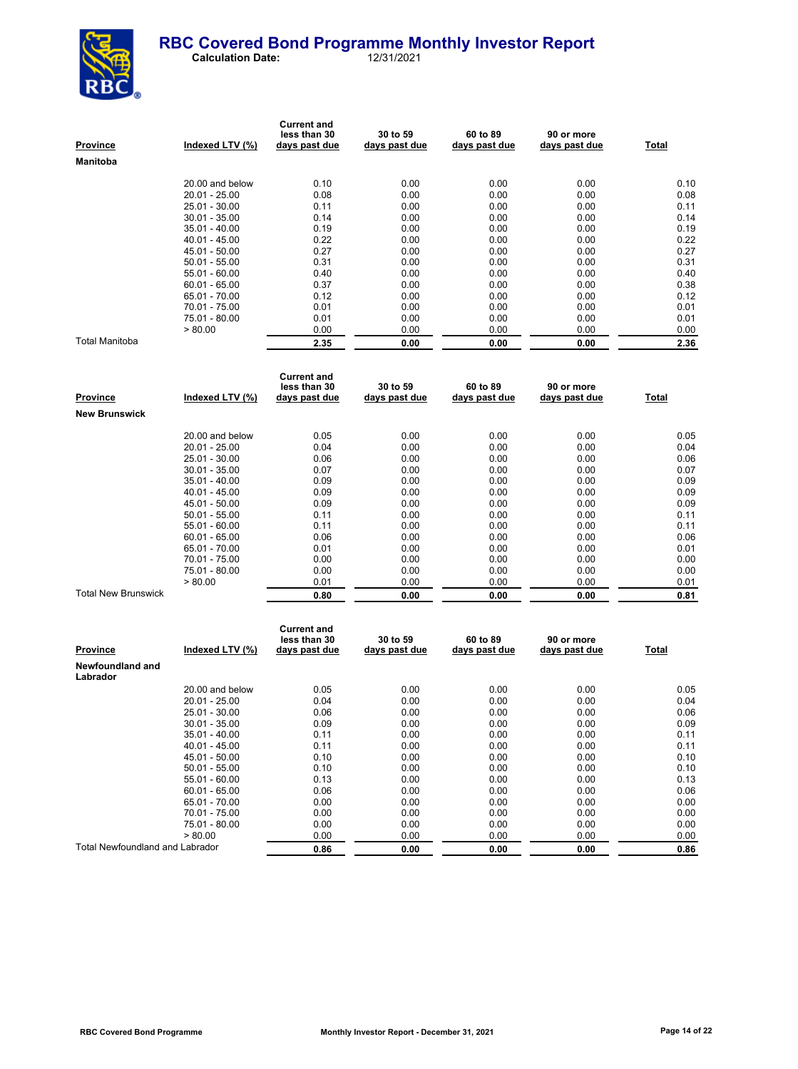# RBC Covered Bond Programme Monthly Investor Report

**Calculation Date:** 12/31/2021

| Province | Indexed LTV (%) | Current and less than 30 days past due | 30 to 59 days past due | 60 to 89 days past due | 90 or more days past due | Total |
|---|---|---|---|---|---|---|
| **Manitoba** | | | | | | |
| | 20.00 and below | 0.10 | 0.00 | 0.00 | 0.00 | 0.10 |
| | 20.01 - 25.00 | 0.08 | 0.00 | 0.00 | 0.00 | 0.08 |
| | 25.01 - 30.00 | 0.11 | 0.00 | 0.00 | 0.00 | 0.11 |
| | 30.01 - 35.00 | 0.14 | 0.00 | 0.00 | 0.00 | 0.14 |
| | 35.01 - 40.00 | 0.19 | 0.00 | 0.00 | 0.00 | 0.19 |
| | 40.01 - 45.00 | 0.22 | 0.00 | 0.00 | 0.00 | 0.22 |
| | 45.01 - 50.00 | 0.27 | 0.00 | 0.00 | 0.00 | 0.27 |
| | 50.01 - 55.00 | 0.31 | 0.00 | 0.00 | 0.00 | 0.31 |
| | 55.01 - 60.00 | 0.40 | 0.00 | 0.00 | 0.00 | 0.40 |
| | 60.01 - 65.00 | 0.37 | 0.00 | 0.00 | 0.00 | 0.38 |
| | 65.01 - 70.00 | 0.12 | 0.00 | 0.00 | 0.00 | 0.12 |
| | 70.01 - 75.00 | 0.01 | 0.00 | 0.00 | 0.00 | 0.01 |
| | 75.01 - 80.00 | 0.01 | 0.00 | 0.00 | 0.00 | 0.01 |
| | > 80.00 | 0.00 | 0.00 | 0.00 | 0.00 | 0.00 |
| Total Manitoba | | **2.35** | **0.00** | **0.00** | **0.00** | **2.36** |

| Province | Indexed LTV (%) | Current and less than 30 days past due | 30 to 59 days past due | 60 to 89 days past due | 90 or more days past due | Total |
|---|---|---|---|---|---|---|
| **New Brunswick** | | | | | | |
| | 20.00 and below | 0.05 | 0.00 | 0.00 | 0.00 | 0.05 |
| | 20.01 - 25.00 | 0.04 | 0.00 | 0.00 | 0.00 | 0.04 |
| | 25.01 - 30.00 | 0.06 | 0.00 | 0.00 | 0.00 | 0.06 |
| | 30.01 - 35.00 | 0.07 | 0.00 | 0.00 | 0.00 | 0.07 |
| | 35.01 - 40.00 | 0.09 | 0.00 | 0.00 | 0.00 | 0.09 |
| | 40.01 - 45.00 | 0.09 | 0.00 | 0.00 | 0.00 | 0.09 |
| | 45.01 - 50.00 | 0.09 | 0.00 | 0.00 | 0.00 | 0.09 |
| | 50.01 - 55.00 | 0.11 | 0.00 | 0.00 | 0.00 | 0.11 |
| | 55.01 - 60.00 | 0.11 | 0.00 | 0.00 | 0.00 | 0.11 |
| | 60.01 - 65.00 | 0.06 | 0.00 | 0.00 | 0.00 | 0.06 |
| | 65.01 - 70.00 | 0.01 | 0.00 | 0.00 | 0.00 | 0.01 |
| | 70.01 - 75.00 | 0.00 | 0.00 | 0.00 | 0.00 | 0.00 |
| | 75.01 - 80.00 | 0.00 | 0.00 | 0.00 | 0.00 | 0.00 |
| | > 80.00 | 0.01 | 0.00 | 0.00 | 0.00 | 0.01 |
| Total New Brunswick | | **0.80** | **0.00** | **0.00** | **0.00** | **0.81** |

| Province | Indexed LTV (%) | Current and less than 30 days past due | 30 to 59 days past due | 60 to 89 days past due | 90 or more days past due | Total |
|---|---|---|---|---|---|---|
| **Newfoundland and Labrador** | | | | | | |
| | 20.00 and below | 0.05 | 0.00 | 0.00 | 0.00 | 0.05 |
| | 20.01 - 25.00 | 0.04 | 0.00 | 0.00 | 0.00 | 0.04 |
| | 25.01 - 30.00 | 0.06 | 0.00 | 0.00 | 0.00 | 0.06 |
| | 30.01 - 35.00 | 0.09 | 0.00 | 0.00 | 0.00 | 0.09 |
| | 35.01 - 40.00 | 0.11 | 0.00 | 0.00 | 0.00 | 0.11 |
| | 40.01 - 45.00 | 0.11 | 0.00 | 0.00 | 0.00 | 0.11 |
| | 45.01 - 50.00 | 0.10 | 0.00 | 0.00 | 0.00 | 0.10 |
| | 50.01 - 55.00 | 0.10 | 0.00 | 0.00 | 0.00 | 0.10 |
| | 55.01 - 60.00 | 0.13 | 0.00 | 0.00 | 0.00 | 0.13 |
| | 60.01 - 65.00 | 0.06 | 0.00 | 0.00 | 0.00 | 0.06 |
| | 65.01 - 70.00 | 0.00 | 0.00 | 0.00 | 0.00 | 0.00 |
| | 70.01 - 75.00 | 0.00 | 0.00 | 0.00 | 0.00 | 0.00 |
| | 75.01 - 80.00 | 0.00 | 0.00 | 0.00 | 0.00 | 0.00 |
| | > 80.00 | 0.00 | 0.00 | 0.00 | 0.00 | 0.00 |
| Total Newfoundland and Labrador | | **0.86** | **0.00** | **0.00** | **0.00** | **0.86** |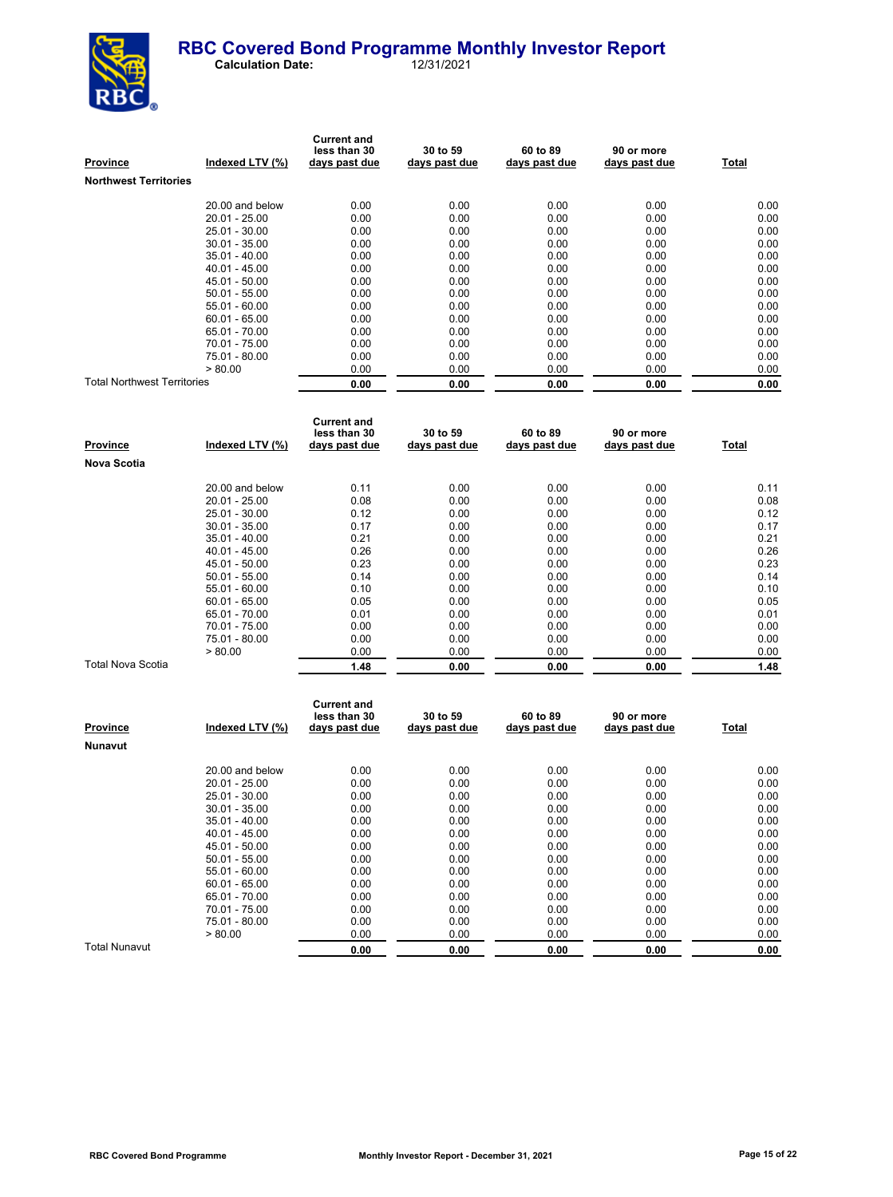# RBC Covered Bond Programme Monthly Investor Report

**Calculation Date:** 12/31/2021

| Province | Indexed LTV (%) | Current and less than 30 days past due | 30 to 59 days past due | 60 to 89 days past due | 90 or more days past due | Total |
|---|---|---|---|---|---|---|
| **Northwest Territories** | | | | | | |
| | 20.00 and below | 0.00 | 0.00 | 0.00 | 0.00 | 0.00 |
| | 20.01 - 25.00 | 0.00 | 0.00 | 0.00 | 0.00 | 0.00 |
| | 25.01 - 30.00 | 0.00 | 0.00 | 0.00 | 0.00 | 0.00 |
| | 30.01 - 35.00 | 0.00 | 0.00 | 0.00 | 0.00 | 0.00 |
| | 35.01 - 40.00 | 0.00 | 0.00 | 0.00 | 0.00 | 0.00 |
| | 40.01 - 45.00 | 0.00 | 0.00 | 0.00 | 0.00 | 0.00 |
| | 45.01 - 50.00 | 0.00 | 0.00 | 0.00 | 0.00 | 0.00 |
| | 50.01 - 55.00 | 0.00 | 0.00 | 0.00 | 0.00 | 0.00 |
| | 55.01 - 60.00 | 0.00 | 0.00 | 0.00 | 0.00 | 0.00 |
| | 60.01 - 65.00 | 0.00 | 0.00 | 0.00 | 0.00 | 0.00 |
| | 65.01 - 70.00 | 0.00 | 0.00 | 0.00 | 0.00 | 0.00 |
| | 70.01 - 75.00 | 0.00 | 0.00 | 0.00 | 0.00 | 0.00 |
| | 75.01 - 80.00 | 0.00 | 0.00 | 0.00 | 0.00 | 0.00 |
| | > 80.00 | 0.00 | 0.00 | 0.00 | 0.00 | 0.00 |
| Total Northwest Territories | | **0.00** | **0.00** | **0.00** | **0.00** | **0.00** |

| Province | Indexed LTV (%) | Current and less than 30 days past due | 30 to 59 days past due | 60 to 89 days past due | 90 or more days past due | Total |
|---|---|---|---|---|---|---|
| **Nova Scotia** | | | | | | |
| | 20.00 and below | 0.11 | 0.00 | 0.00 | 0.00 | 0.11 |
| | 20.01 - 25.00 | 0.08 | 0.00 | 0.00 | 0.00 | 0.08 |
| | 25.01 - 30.00 | 0.12 | 0.00 | 0.00 | 0.00 | 0.12 |
| | 30.01 - 35.00 | 0.17 | 0.00 | 0.00 | 0.00 | 0.17 |
| | 35.01 - 40.00 | 0.21 | 0.00 | 0.00 | 0.00 | 0.21 |
| | 40.01 - 45.00 | 0.26 | 0.00 | 0.00 | 0.00 | 0.26 |
| | 45.01 - 50.00 | 0.23 | 0.00 | 0.00 | 0.00 | 0.23 |
| | 50.01 - 55.00 | 0.14 | 0.00 | 0.00 | 0.00 | 0.14 |
| | 55.01 - 60.00 | 0.10 | 0.00 | 0.00 | 0.00 | 0.10 |
| | 60.01 - 65.00 | 0.05 | 0.00 | 0.00 | 0.00 | 0.05 |
| | 65.01 - 70.00 | 0.01 | 0.00 | 0.00 | 0.00 | 0.01 |
| | 70.01 - 75.00 | 0.00 | 0.00 | 0.00 | 0.00 | 0.00 |
| | 75.01 - 80.00 | 0.00 | 0.00 | 0.00 | 0.00 | 0.00 |
| | > 80.00 | 0.00 | 0.00 | 0.00 | 0.00 | 0.00 |
| Total Nova Scotia | | **1.48** | **0.00** | **0.00** | **0.00** | **1.48** |

| Province | Indexed LTV (%) | Current and less than 30 days past due | 30 to 59 days past due | 60 to 89 days past due | 90 or more days past due | Total |
|---|---|---|---|---|---|---|
| **Nunavut** | | | | | | |
| | 20.00 and below | 0.00 | 0.00 | 0.00 | 0.00 | 0.00 |
| | 20.01 - 25.00 | 0.00 | 0.00 | 0.00 | 0.00 | 0.00 |
| | 25.01 - 30.00 | 0.00 | 0.00 | 0.00 | 0.00 | 0.00 |
| | 30.01 - 35.00 | 0.00 | 0.00 | 0.00 | 0.00 | 0.00 |
| | 35.01 - 40.00 | 0.00 | 0.00 | 0.00 | 0.00 | 0.00 |
| | 40.01 - 45.00 | 0.00 | 0.00 | 0.00 | 0.00 | 0.00 |
| | 45.01 - 50.00 | 0.00 | 0.00 | 0.00 | 0.00 | 0.00 |
| | 50.01 - 55.00 | 0.00 | 0.00 | 0.00 | 0.00 | 0.00 |
| | 55.01 - 60.00 | 0.00 | 0.00 | 0.00 | 0.00 | 0.00 |
| | 60.01 - 65.00 | 0.00 | 0.00 | 0.00 | 0.00 | 0.00 |
| | 65.01 - 70.00 | 0.00 | 0.00 | 0.00 | 0.00 | 0.00 |
| | 70.01 - 75.00 | 0.00 | 0.00 | 0.00 | 0.00 | 0.00 |
| | 75.01 - 80.00 | 0.00 | 0.00 | 0.00 | 0.00 | 0.00 |
| | > 80.00 | 0.00 | 0.00 | 0.00 | 0.00 | 0.00 |
| Total Nunavut | | **0.00** | **0.00** | **0.00** | **0.00** | **0.00** |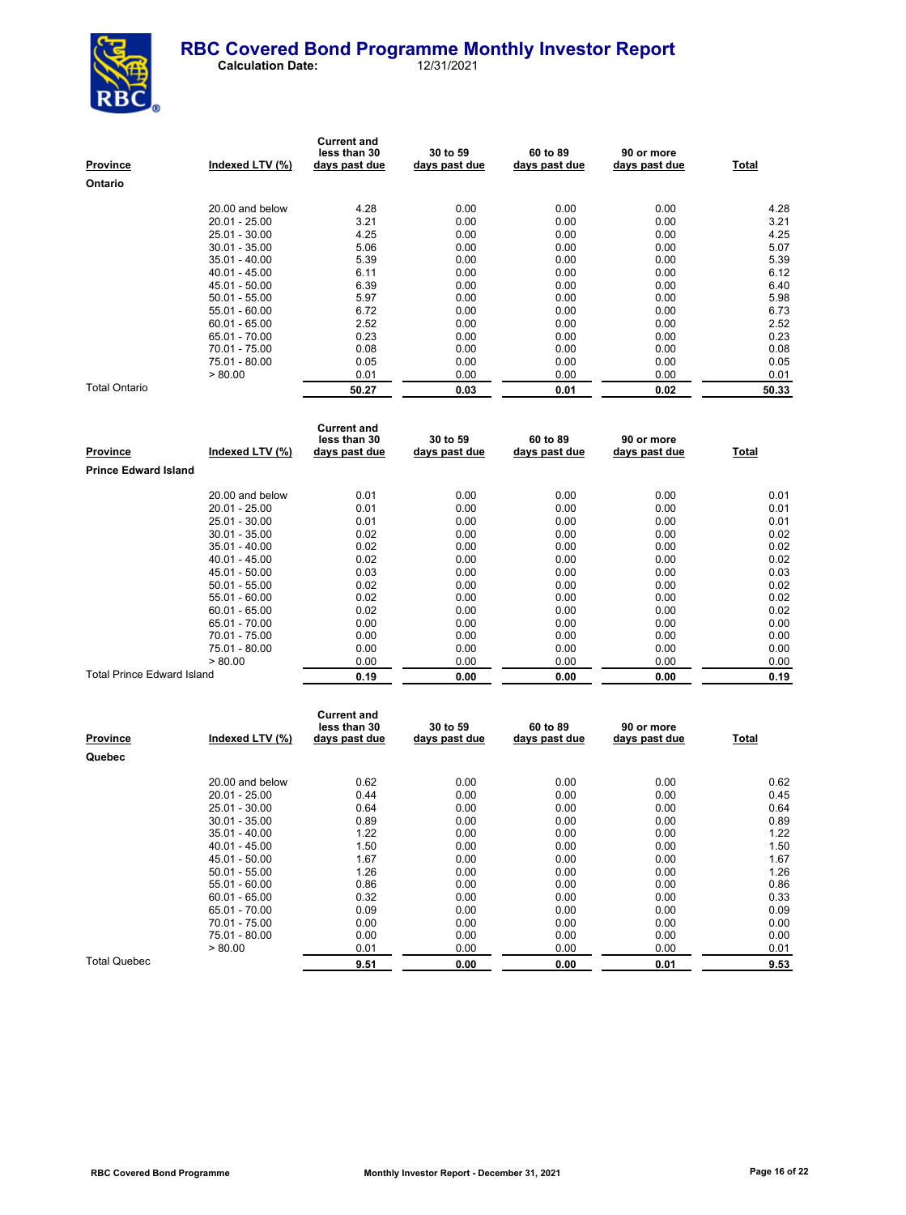# RBC Covered Bond Programme Monthly Investor Report

**Calculation Date:** 12/31/2021

| Province | Indexed LTV (%) | Current and less than 30 days past due | 30 to 59 days past due | 60 to 89 days past due | 90 or more days past due | Total |
|---|---|---|---|---|---|---|
| **Ontario** | | | | | | |
| | 20.00 and below | 4.28 | 0.00 | 0.00 | 0.00 | 4.28 |
| | 20.01 - 25.00 | 3.21 | 0.00 | 0.00 | 0.00 | 3.21 |
| | 25.01 - 30.00 | 4.25 | 0.00 | 0.00 | 0.00 | 4.25 |
| | 30.01 - 35.00 | 5.06 | 0.00 | 0.00 | 0.00 | 5.07 |
| | 35.01 - 40.00 | 5.39 | 0.00 | 0.00 | 0.00 | 5.39 |
| | 40.01 - 45.00 | 6.11 | 0.00 | 0.00 | 0.00 | 6.12 |
| | 45.01 - 50.00 | 6.39 | 0.00 | 0.00 | 0.00 | 6.40 |
| | 50.01 - 55.00 | 5.97 | 0.00 | 0.00 | 0.00 | 5.98 |
| | 55.01 - 60.00 | 6.72 | 0.00 | 0.00 | 0.00 | 6.73 |
| | 60.01 - 65.00 | 2.52 | 0.00 | 0.00 | 0.00 | 2.52 |
| | 65.01 - 70.00 | 0.23 | 0.00 | 0.00 | 0.00 | 0.23 |
| | 70.01 - 75.00 | 0.08 | 0.00 | 0.00 | 0.00 | 0.08 |
| | 75.01 - 80.00 | 0.05 | 0.00 | 0.00 | 0.00 | 0.05 |
| | > 80.00 | 0.01 | 0.00 | 0.00 | 0.00 | 0.01 |
| Total Ontario | | **50.27** | **0.03** | **0.01** | **0.02** | **50.33** |

| Province | Indexed LTV (%) | Current and less than 30 days past due | 30 to 59 days past due | 60 to 89 days past due | 90 or more days past due | Total |
|---|---|---|---|---|---|---|
| **Prince Edward Island** | | | | | | |
| | 20.00 and below | 0.01 | 0.00 | 0.00 | 0.00 | 0.01 |
| | 20.01 - 25.00 | 0.01 | 0.00 | 0.00 | 0.00 | 0.01 |
| | 25.01 - 30.00 | 0.01 | 0.00 | 0.00 | 0.00 | 0.01 |
| | 30.01 - 35.00 | 0.02 | 0.00 | 0.00 | 0.00 | 0.02 |
| | 35.01 - 40.00 | 0.02 | 0.00 | 0.00 | 0.00 | 0.02 |
| | 40.01 - 45.00 | 0.02 | 0.00 | 0.00 | 0.00 | 0.02 |
| | 45.01 - 50.00 | 0.03 | 0.00 | 0.00 | 0.00 | 0.03 |
| | 50.01 - 55.00 | 0.02 | 0.00 | 0.00 | 0.00 | 0.02 |
| | 55.01 - 60.00 | 0.02 | 0.00 | 0.00 | 0.00 | 0.02 |
| | 60.01 - 65.00 | 0.02 | 0.00 | 0.00 | 0.00 | 0.02 |
| | 65.01 - 70.00 | 0.00 | 0.00 | 0.00 | 0.00 | 0.00 |
| | 70.01 - 75.00 | 0.00 | 0.00 | 0.00 | 0.00 | 0.00 |
| | 75.01 - 80.00 | 0.00 | 0.00 | 0.00 | 0.00 | 0.00 |
| | > 80.00 | 0.00 | 0.00 | 0.00 | 0.00 | 0.00 |
| Total Prince Edward Island | | **0.19** | **0.00** | **0.00** | **0.00** | **0.19** |

| Province | Indexed LTV (%) | Current and less than 30 days past due | 30 to 59 days past due | 60 to 89 days past due | 90 or more days past due | Total |
|---|---|---|---|---|---|---|
| **Quebec** | | | | | | |
| | 20.00 and below | 0.62 | 0.00 | 0.00 | 0.00 | 0.62 |
| | 20.01 - 25.00 | 0.44 | 0.00 | 0.00 | 0.00 | 0.45 |
| | 25.01 - 30.00 | 0.64 | 0.00 | 0.00 | 0.00 | 0.64 |
| | 30.01 - 35.00 | 0.89 | 0.00 | 0.00 | 0.00 | 0.89 |
| | 35.01 - 40.00 | 1.22 | 0.00 | 0.00 | 0.00 | 1.22 |
| | 40.01 - 45.00 | 1.50 | 0.00 | 0.00 | 0.00 | 1.50 |
| | 45.01 - 50.00 | 1.67 | 0.00 | 0.00 | 0.00 | 1.67 |
| | 50.01 - 55.00 | 1.26 | 0.00 | 0.00 | 0.00 | 1.26 |
| | 55.01 - 60.00 | 0.86 | 0.00 | 0.00 | 0.00 | 0.86 |
| | 60.01 - 65.00 | 0.32 | 0.00 | 0.00 | 0.00 | 0.33 |
| | 65.01 - 70.00 | 0.09 | 0.00 | 0.00 | 0.00 | 0.09 |
| | 70.01 - 75.00 | 0.00 | 0.00 | 0.00 | 0.00 | 0.00 |
| | 75.01 - 80.00 | 0.00 | 0.00 | 0.00 | 0.00 | 0.00 |
| | > 80.00 | 0.01 | 0.00 | 0.00 | 0.00 | 0.01 |
| Total Quebec | | **9.51** | **0.00** | **0.00** | **0.01** | **9.53** |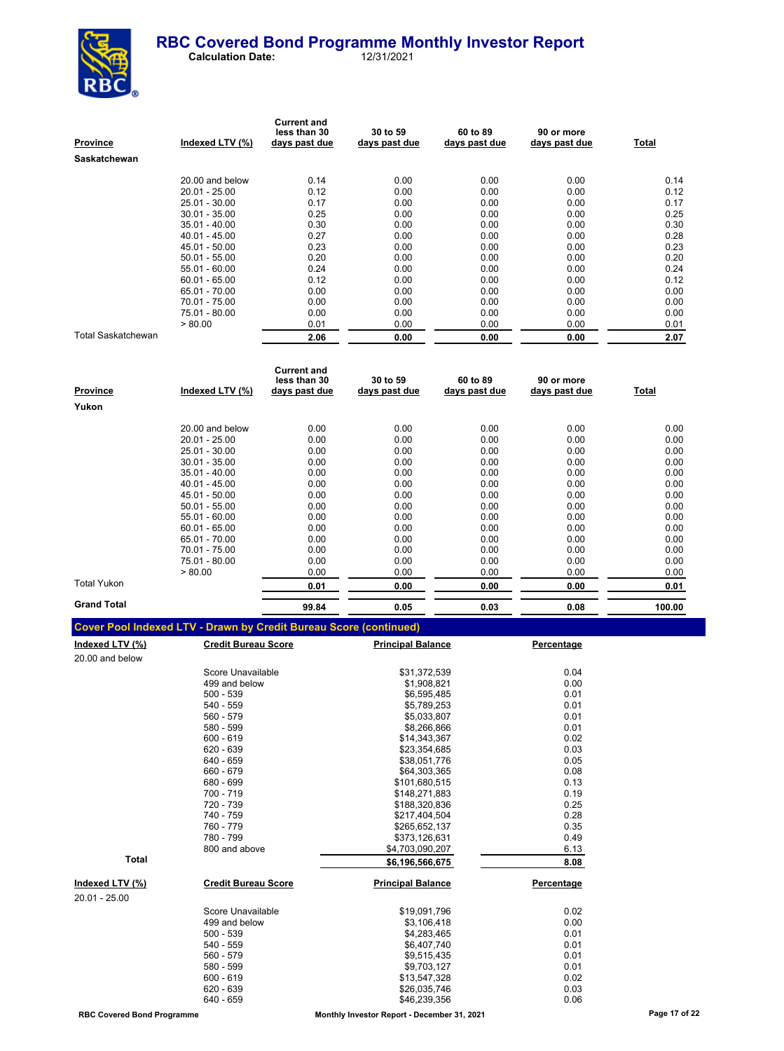| Province | Indexed LTV (%) | Current and less than 30 days past due | 30 to 59 days past due | 60 to 89 days past due | 90 or more days past due | Total |
|---|---|---|---|---|---|---|
| **Saskatchewan** | | | | | | |
| | 20.00 and below | 0.14 | 0.00 | 0.00 | 0.00 | 0.14 |
| | 20.01 - 25.00 | 0.12 | 0.00 | 0.00 | 0.00 | 0.12 |
| | 25.01 - 30.00 | 0.17 | 0.00 | 0.00 | 0.00 | 0.17 |
| | 30.01 - 35.00 | 0.25 | 0.00 | 0.00 | 0.00 | 0.25 |
| | 35.01 - 40.00 | 0.30 | 0.00 | 0.00 | 0.00 | 0.30 |
| | 40.01 - 45.00 | 0.27 | 0.00 | 0.00 | 0.00 | 0.28 |
| | 45.01 - 50.00 | 0.23 | 0.00 | 0.00 | 0.00 | 0.23 |
| | 50.01 - 55.00 | 0.20 | 0.00 | 0.00 | 0.00 | 0.20 |
| | 55.01 - 60.00 | 0.24 | 0.00 | 0.00 | 0.00 | 0.24 |
| | 60.01 - 65.00 | 0.12 | 0.00 | 0.00 | 0.00 | 0.12 |
| | 65.01 - 70.00 | 0.00 | 0.00 | 0.00 | 0.00 | 0.00 |
| | 70.01 - 75.00 | 0.00 | 0.00 | 0.00 | 0.00 | 0.00 |
| | 75.01 - 80.00 | 0.00 | 0.00 | 0.00 | 0.00 | 0.00 |
| | > 80.00 | 0.01 | 0.00 | 0.00 | 0.00 | 0.01 |
| Total Saskatchewan | | **2.06** | **0.00** | **0.00** | **0.00** | **2.07** |

| Province | Indexed LTV (%) | Current and less than 30 days past due | 30 to 59 days past due | 60 to 89 days past due | 90 or more days past due | Total |
|---|---|---|---|---|---|---|
| **Yukon** | | | | | | |
| | 20.00 and below | 0.00 | 0.00 | 0.00 | 0.00 | 0.00 |
| | 20.01 - 25.00 | 0.00 | 0.00 | 0.00 | 0.00 | 0.00 |
| | 25.01 - 30.00 | 0.00 | 0.00 | 0.00 | 0.00 | 0.00 |
| | 30.01 - 35.00 | 0.00 | 0.00 | 0.00 | 0.00 | 0.00 |
| | 35.01 - 40.00 | 0.00 | 0.00 | 0.00 | 0.00 | 0.00 |
| | 40.01 - 45.00 | 0.00 | 0.00 | 0.00 | 0.00 | 0.00 |
| | 45.01 - 50.00 | 0.00 | 0.00 | 0.00 | 0.00 | 0.00 |
| | 50.01 - 55.00 | 0.00 | 0.00 | 0.00 | 0.00 | 0.00 |
| | 55.01 - 60.00 | 0.00 | 0.00 | 0.00 | 0.00 | 0.00 |
| | 60.01 - 65.00 | 0.00 | 0.00 | 0.00 | 0.00 | 0.00 |
| | 65.01 - 70.00 | 0.00 | 0.00 | 0.00 | 0.00 | 0.00 |
| | 70.01 - 75.00 | 0.00 | 0.00 | 0.00 | 0.00 | 0.00 |
| | 75.01 - 80.00 | 0.00 | 0.00 | 0.00 | 0.00 | 0.00 |
| | > 80.00 | 0.00 | 0.00 | 0.00 | 0.00 | 0.00 |
| Total Yukon | | **0.01** | **0.00** | **0.00** | **0.00** | **0.01** |
| **Grand Total** | | **99.84** | **0.05** | **0.03** | **0.08** | **100.00** |

## Cover Pool Indexed LTV - Drawn by Credit Bureau Score (continued)

| Indexed LTV (%) | Credit Bureau Score | Principal Balance | Percentage |
|---|---|---|---|
| 20.00 and below | | | |
| | Score Unavailable | $31,372,539 | 0.04 |
| | 499 and below | $1,908,821 | 0.00 |
| | 500 - 539 | $6,595,485 | 0.01 |
| | 540 - 559 | $5,789,253 | 0.01 |
| | 560 - 579 | $5,033,807 | 0.01 |
| | 580 - 599 | $8,266,866 | 0.01 |
| | 600 - 619 | $14,343,367 | 0.02 |
| | 620 - 639 | $23,354,685 | 0.03 |
| | 640 - 659 | $38,051,776 | 0.05 |
| | 660 - 679 | $64,303,365 | 0.08 |
| | 680 - 699 | $101,680,515 | 0.13 |
| | 700 - 719 | $148,271,883 | 0.19 |
| | 720 - 739 | $188,320,836 | 0.25 |
| | 740 - 759 | $217,404,504 | 0.28 |
| | 760 - 779 | $265,652,137 | 0.35 |
| | 780 - 799 | $373,126,631 | 0.49 |
| | 800 and above | $4,703,090,207 | 6.13 |
| **Total** | | **$6,196,566,675** | **8.08** |

| Indexed LTV (%) | Credit Bureau Score | Principal Balance | Percentage |
|---|---|---|---|
| 20.01 - 25.00 | | | |
| | Score Unavailable | $19,091,796 | 0.02 |
| | 499 and below | $3,106,418 | 0.00 |
| | 500 - 539 | $4,283,465 | 0.01 |
| | 540 - 559 | $6,407,740 | 0.01 |
| | 560 - 579 | $9,515,435 | 0.01 |
| | 580 - 599 | $9,703,127 | 0.01 |
| | 600 - 619 | $13,547,328 | 0.02 |
| | 620 - 639 | $26,035,746 | 0.03 |
| | 640 - 659 | $46,239,356 | 0.06 |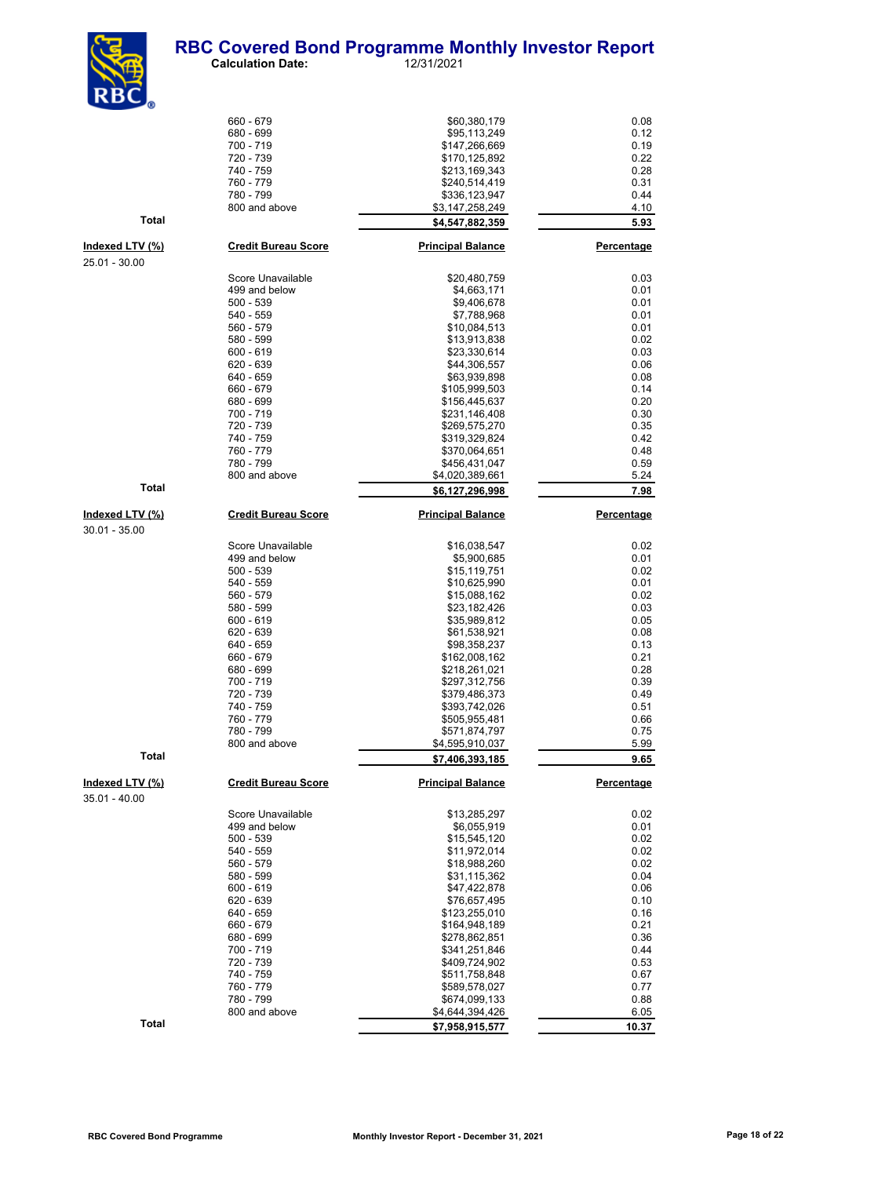| Indexed LTV (%) | Credit Bureau Score | Principal Balance | Percentage |
|---|---|---|---|
| | 660 - 679 | $60,380,179 | 0.08 |
| | 680 - 699 | $95,113,249 | 0.12 |
| | 700 - 719 | $147,266,669 | 0.19 |
| | 720 - 739 | $170,125,892 | 0.22 |
| | 740 - 759 | $213,169,343 | 0.28 |
| | 760 - 779 | $240,514,419 | 0.31 |
| | 780 - 799 | $336,123,947 | 0.44 |
| | 800 and above | $3,147,258,249 | 4.10 |
| **Total** | | **$4,547,882,359** | **5.93** |

| Indexed LTV (%) | Credit Bureau Score | Principal Balance | Percentage |
|---|---|---|---|
| 25.01 - 30.00 | | | |
| | Score Unavailable | $20,480,759 | 0.03 |
| | 499 and below | $4,663,171 | 0.01 |
| | 500 - 539 | $9,406,678 | 0.01 |
| | 540 - 559 | $7,788,968 | 0.01 |
| | 560 - 579 | $10,084,513 | 0.01 |
| | 580 - 599 | $13,913,838 | 0.02 |
| | 600 - 619 | $23,330,614 | 0.03 |
| | 620 - 639 | $44,306,557 | 0.06 |
| | 640 - 659 | $63,939,898 | 0.08 |
| | 660 - 679 | $105,999,503 | 0.14 |
| | 680 - 699 | $156,445,637 | 0.20 |
| | 700 - 719 | $231,146,408 | 0.30 |
| | 720 - 739 | $269,575,270 | 0.35 |
| | 740 - 759 | $319,329,824 | 0.42 |
| | 760 - 779 | $370,064,651 | 0.48 |
| | 780 - 799 | $456,431,047 | 0.59 |
| | 800 and above | $4,020,389,661 | 5.24 |
| **Total** | | **$6,127,296,998** | **7.98** |

| Indexed LTV (%) | Credit Bureau Score | Principal Balance | Percentage |
|---|---|---|---|
| 30.01 - 35.00 | | | |
| | Score Unavailable | $16,038,547 | 0.02 |
| | 499 and below | $5,900,685 | 0.01 |
| | 500 - 539 | $15,119,751 | 0.02 |
| | 540 - 559 | $10,625,990 | 0.01 |
| | 560 - 579 | $15,088,162 | 0.02 |
| | 580 - 599 | $23,182,426 | 0.03 |
| | 600 - 619 | $35,989,812 | 0.05 |
| | 620 - 639 | $61,538,921 | 0.08 |
| | 640 - 659 | $98,358,237 | 0.13 |
| | 660 - 679 | $162,008,162 | 0.21 |
| | 680 - 699 | $218,261,021 | 0.28 |
| | 700 - 719 | $297,312,756 | 0.39 |
| | 720 - 739 | $379,486,373 | 0.49 |
| | 740 - 759 | $393,742,026 | 0.51 |
| | 760 - 779 | $505,955,481 | 0.66 |
| | 780 - 799 | $571,874,797 | 0.75 |
| | 800 and above | $4,595,910,037 | 5.99 |
| **Total** | | **$7,406,393,185** | **9.65** |

| Indexed LTV (%) | Credit Bureau Score | Principal Balance | Percentage |
|---|---|---|---|
| 35.01 - 40.00 | | | |
| | Score Unavailable | $13,285,297 | 0.02 |
| | 499 and below | $6,055,919 | 0.01 |
| | 500 - 539 | $15,545,120 | 0.02 |
| | 540 - 559 | $11,972,014 | 0.02 |
| | 560 - 579 | $18,988,260 | 0.02 |
| | 580 - 599 | $31,115,362 | 0.04 |
| | 600 - 619 | $47,422,878 | 0.06 |
| | 620 - 639 | $76,657,495 | 0.10 |
| | 640 - 659 | $123,255,010 | 0.16 |
| | 660 - 679 | $164,948,189 | 0.21 |
| | 680 - 699 | $278,862,851 | 0.36 |
| | 700 - 719 | $341,251,846 | 0.44 |
| | 720 - 739 | $409,724,902 | 0.53 |
| | 740 - 759 | $511,758,848 | 0.67 |
| | 760 - 779 | $589,578,027 | 0.77 |
| | 780 - 799 | $674,099,133 | 0.88 |
| | 800 and above | $4,644,394,426 | 6.05 |
| **Total** | | **$7,958,915,577** | **10.37** |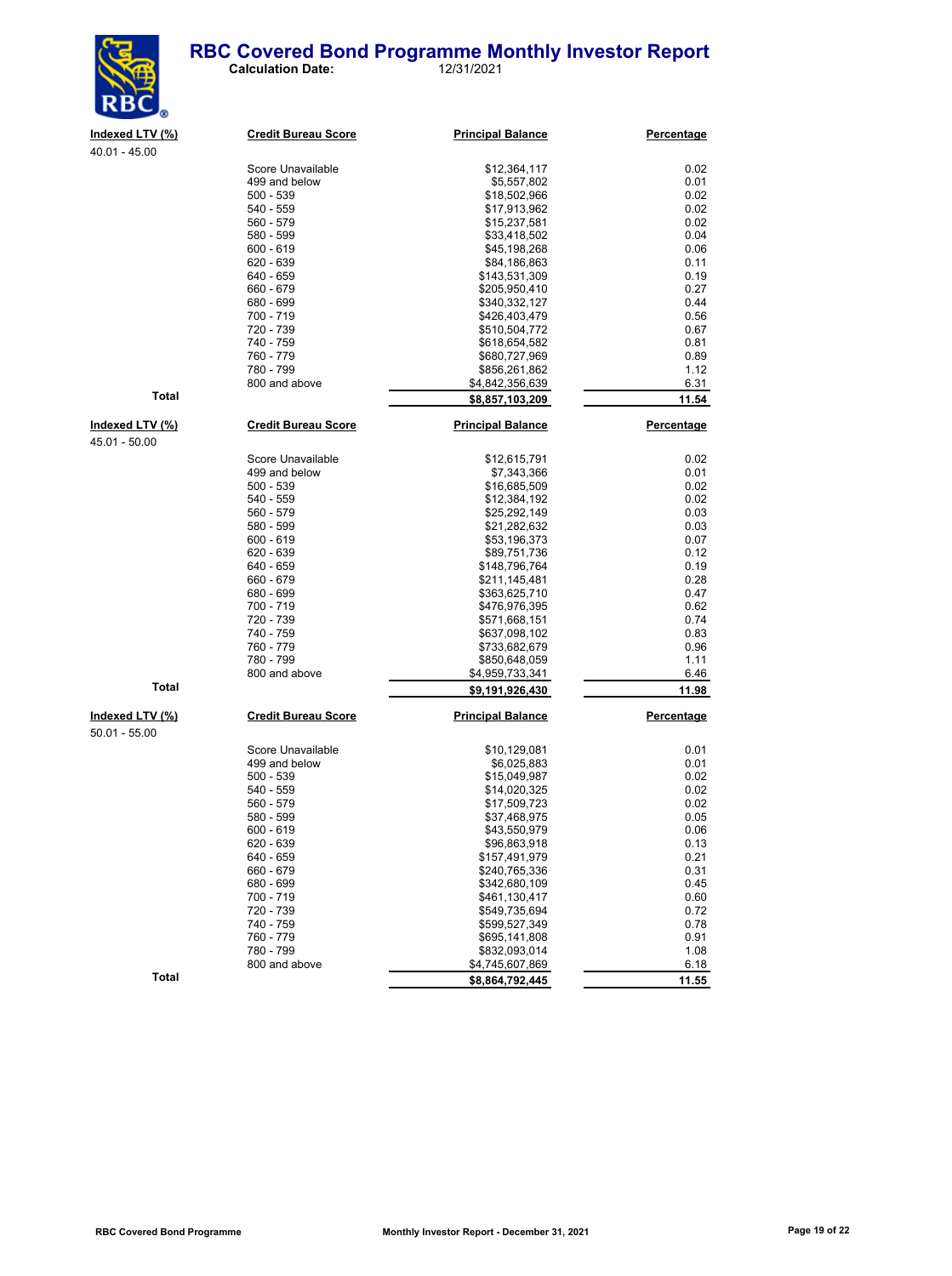# RBC Covered Bond Programme Monthly Investor Report

**Calculation Date:** 12/31/2021

| Indexed LTV (%) | Credit Bureau Score | Principal Balance | Percentage |
|---|---|---|---|
| 40.01 - 45.00 | | | |
| | Score Unavailable | $12,364,117 | 0.02 |
| | 499 and below | $5,557,802 | 0.01 |
| | 500 - 539 | $18,502,966 | 0.02 |
| | 540 - 559 | $17,913,962 | 0.02 |
| | 560 - 579 | $15,237,581 | 0.02 |
| | 580 - 599 | $33,418,502 | 0.04 |
| | 600 - 619 | $45,198,268 | 0.06 |
| | 620 - 639 | $84,186,863 | 0.11 |
| | 640 - 659 | $143,531,309 | 0.19 |
| | 660 - 679 | $205,950,410 | 0.27 |
| | 680 - 699 | $340,332,127 | 0.44 |
| | 700 - 719 | $426,403,479 | 0.56 |
| | 720 - 739 | $510,504,772 | 0.67 |
| | 740 - 759 | $618,654,582 | 0.81 |
| | 760 - 779 | $680,727,969 | 0.89 |
| | 780 - 799 | $856,261,862 | 1.12 |
| | 800 and above | $4,842,356,639 | 6.31 |
| **Total** | | **$8,857,103,209** | **11.54** |

| Indexed LTV (%) | Credit Bureau Score | Principal Balance | Percentage |
|---|---|---|---|
| 45.01 - 50.00 | | | |
| | Score Unavailable | $12,615,791 | 0.02 |
| | 499 and below | $7,343,366 | 0.01 |
| | 500 - 539 | $16,685,509 | 0.02 |
| | 540 - 559 | $12,384,192 | 0.02 |
| | 560 - 579 | $25,292,149 | 0.03 |
| | 580 - 599 | $21,282,632 | 0.03 |
| | 600 - 619 | $53,196,373 | 0.07 |
| | 620 - 639 | $89,751,736 | 0.12 |
| | 640 - 659 | $148,796,764 | 0.19 |
| | 660 - 679 | $211,145,481 | 0.28 |
| | 680 - 699 | $363,625,710 | 0.47 |
| | 700 - 719 | $476,976,395 | 0.62 |
| | 720 - 739 | $571,668,151 | 0.74 |
| | 740 - 759 | $637,098,102 | 0.83 |
| | 760 - 779 | $733,682,679 | 0.96 |
| | 780 - 799 | $850,648,059 | 1.11 |
| | 800 and above | $4,959,733,341 | 6.46 |
| **Total** | | **$9,191,926,430** | **11.98** |

| Indexed LTV (%) | Credit Bureau Score | Principal Balance | Percentage |
|---|---|---|---|
| 50.01 - 55.00 | | | |
| | Score Unavailable | $10,129,081 | 0.01 |
| | 499 and below | $6,025,883 | 0.01 |
| | 500 - 539 | $15,049,987 | 0.02 |
| | 540 - 559 | $14,020,325 | 0.02 |
| | 560 - 579 | $17,509,723 | 0.02 |
| | 580 - 599 | $37,468,975 | 0.05 |
| | 600 - 619 | $43,550,979 | 0.06 |
| | 620 - 639 | $96,863,918 | 0.13 |
| | 640 - 659 | $157,491,979 | 0.21 |
| | 660 - 679 | $240,765,336 | 0.31 |
| | 680 - 699 | $342,680,109 | 0.45 |
| | 700 - 719 | $461,130,417 | 0.60 |
| | 720 - 739 | $549,735,694 | 0.72 |
| | 740 - 759 | $599,527,349 | 0.78 |
| | 760 - 779 | $695,141,808 | 0.91 |
| | 780 - 799 | $832,093,014 | 1.08 |
| | 800 and above | $4,745,607,869 | 6.18 |
| **Total** | | **$8,864,792,445** | **11.55** |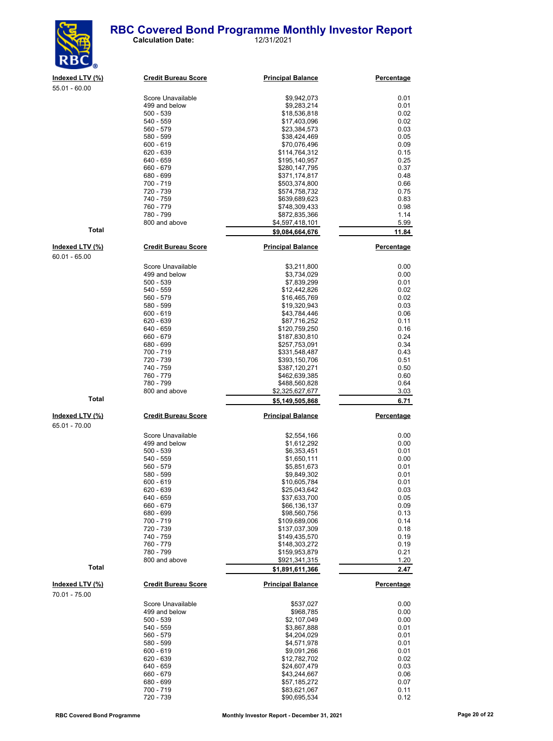# RBC Covered Bond Programme Monthly Investor Report

**Calculation Date:** 12/31/2021

| Indexed LTV (%) | Credit Bureau Score | Principal Balance | Percentage |
|---|---|---|---|
| 55.01 - 60.00 | | | |
| | Score Unavailable | $9,942,073 | 0.01 |
| | 499 and below | $9,283,214 | 0.01 |
| | 500 - 539 | $18,536,818 | 0.02 |
| | 540 - 559 | $17,403,096 | 0.02 |
| | 560 - 579 | $23,384,573 | 0.03 |
| | 580 - 599 | $38,424,469 | 0.05 |
| | 600 - 619 | $70,076,496 | 0.09 |
| | 620 - 639 | $114,764,312 | 0.15 |
| | 640 - 659 | $195,140,957 | 0.25 |
| | 660 - 679 | $280,147,795 | 0.37 |
| | 680 - 699 | $371,174,817 | 0.48 |
| | 700 - 719 | $503,374,800 | 0.66 |
| | 720 - 739 | $574,758,732 | 0.75 |
| | 740 - 759 | $639,689,623 | 0.83 |
| | 760 - 779 | $748,309,433 | 0.98 |
| | 780 - 799 | $872,835,366 | 1.14 |
| | 800 and above | $4,597,418,101 | 5.99 |
| **Total** | | **$9,084,664,676** | **11.84** |

| Indexed LTV (%) | Credit Bureau Score | Principal Balance | Percentage |
|---|---|---|---|
| 60.01 - 65.00 | | | |
| | Score Unavailable | $3,211,800 | 0.00 |
| | 499 and below | $3,734,029 | 0.00 |
| | 500 - 539 | $7,839,299 | 0.01 |
| | 540 - 559 | $12,442,826 | 0.02 |
| | 560 - 579 | $16,465,769 | 0.02 |
| | 580 - 599 | $19,320,943 | 0.03 |
| | 600 - 619 | $43,784,446 | 0.06 |
| | 620 - 639 | $87,716,252 | 0.11 |
| | 640 - 659 | $120,759,250 | 0.16 |
| | 660 - 679 | $187,830,810 | 0.24 |
| | 680 - 699 | $257,753,091 | 0.34 |
| | 700 - 719 | $331,548,487 | 0.43 |
| | 720 - 739 | $393,150,706 | 0.51 |
| | 740 - 759 | $387,120,271 | 0.50 |
| | 760 - 779 | $462,639,385 | 0.60 |
| | 780 - 799 | $488,560,828 | 0.64 |
| | 800 and above | $2,325,627,677 | 3.03 |
| **Total** | | **$5,149,505,868** | **6.71** |

| Indexed LTV (%) | Credit Bureau Score | Principal Balance | Percentage |
|---|---|---|---|
| 65.01 - 70.00 | | | |
| | Score Unavailable | $2,554,166 | 0.00 |
| | 499 and below | $1,612,292 | 0.00 |
| | 500 - 539 | $6,353,451 | 0.01 |
| | 540 - 559 | $1,650,111 | 0.00 |
| | 560 - 579 | $5,851,673 | 0.01 |
| | 580 - 599 | $9,849,302 | 0.01 |
| | 600 - 619 | $10,605,784 | 0.01 |
| | 620 - 639 | $25,043,642 | 0.03 |
| | 640 - 659 | $37,633,700 | 0.05 |
| | 660 - 679 | $66,136,137 | 0.09 |
| | 680 - 699 | $98,560,756 | 0.13 |
| | 700 - 719 | $109,689,006 | 0.14 |
| | 720 - 739 | $137,037,309 | 0.18 |
| | 740 - 759 | $149,435,570 | 0.19 |
| | 760 - 779 | $148,303,272 | 0.19 |
| | 780 - 799 | $159,953,879 | 0.21 |
| | 800 and above | $921,341,315 | 1.20 |
| **Total** | | **$1,891,611,366** | **2.47** |

| Indexed LTV (%) | Credit Bureau Score | Principal Balance | Percentage |
|---|---|---|---|
| 70.01 - 75.00 | | | |
| | Score Unavailable | $537,027 | 0.00 |
| | 499 and below | $968,785 | 0.00 |
| | 500 - 539 | $2,107,049 | 0.00 |
| | 540 - 559 | $3,867,888 | 0.01 |
| | 560 - 579 | $4,204,029 | 0.01 |
| | 580 - 599 | $4,571,978 | 0.01 |
| | 600 - 619 | $9,091,266 | 0.01 |
| | 620 - 639 | $12,782,702 | 0.02 |
| | 640 - 659 | $24,607,479 | 0.03 |
| | 660 - 679 | $43,244,667 | 0.06 |
| | 680 - 699 | $57,185,272 | 0.07 |
| | 700 - 719 | $83,621,067 | 0.11 |
| | 720 - 739 | $90,695,534 | 0.12 |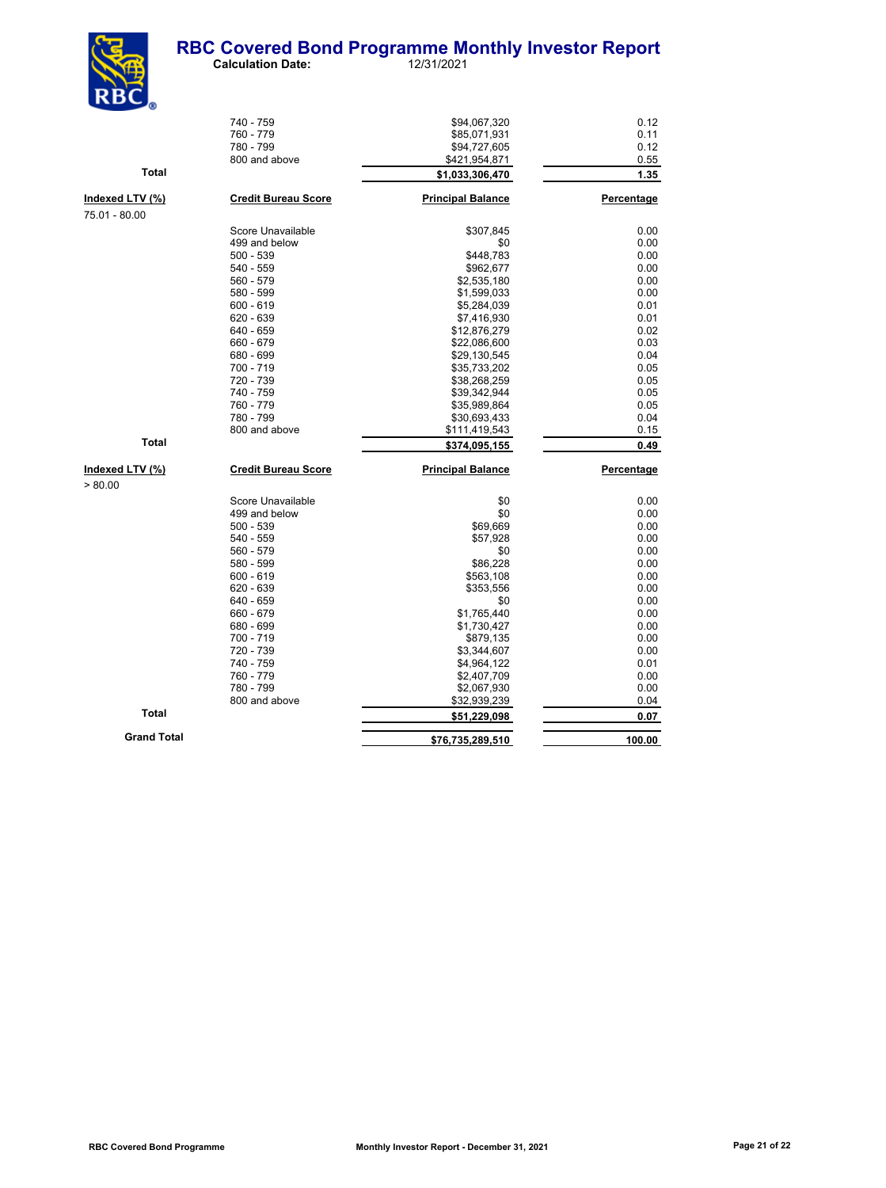# RBC Covered Bond Programme Monthly Investor Report

**Calculation Date:** 12/31/2021

| Indexed LTV (%) | Credit Bureau Score | Principal Balance | Percentage |
|---|---|---|---|
| | 740 - 759 | $94,067,320 | 0.12 |
| | 760 - 779 | $85,071,931 | 0.11 |
| | 780 - 799 | $94,727,605 | 0.12 |
| | 800 and above | $421,954,871 | 0.55 |
| **Total** | | **$1,033,306,470** | **1.35** |

| Indexed LTV (%) | Credit Bureau Score | Principal Balance | Percentage |
|---|---|---|---|
| 75.01 - 80.00 | | | |
| | Score Unavailable | $307,845 | 0.00 |
| | 499 and below | $0 | 0.00 |
| | 500 - 539 | $448,783 | 0.00 |
| | 540 - 559 | $962,677 | 0.00 |
| | 560 - 579 | $2,535,180 | 0.00 |
| | 580 - 599 | $1,599,033 | 0.00 |
| | 600 - 619 | $5,284,039 | 0.01 |
| | 620 - 639 | $7,416,930 | 0.01 |
| | 640 - 659 | $12,876,279 | 0.02 |
| | 660 - 679 | $22,086,600 | 0.03 |
| | 680 - 699 | $29,130,545 | 0.04 |
| | 700 - 719 | $35,733,202 | 0.05 |
| | 720 - 739 | $38,268,259 | 0.05 |
| | 740 - 759 | $39,342,944 | 0.05 |
| | 760 - 779 | $35,989,864 | 0.05 |
| | 780 - 799 | $30,693,433 | 0.04 |
| | 800 and above | $111,419,543 | 0.15 |
| **Total** | | **$374,095,155** | **0.49** |

| Indexed LTV (%) | Credit Bureau Score | Principal Balance | Percentage |
|---|---|---|---|
| > 80.00 | | | |
| | Score Unavailable | $0 | 0.00 |
| | 499 and below | $0 | 0.00 |
| | 500 - 539 | $69,669 | 0.00 |
| | 540 - 559 | $57,928 | 0.00 |
| | 560 - 579 | $0 | 0.00 |
| | 580 - 599 | $86,228 | 0.00 |
| | 600 - 619 | $563,108 | 0.00 |
| | 620 - 639 | $353,556 | 0.00 |
| | 640 - 659 | $0 | 0.00 |
| | 660 - 679 | $1,765,440 | 0.00 |
| | 680 - 699 | $1,730,427 | 0.00 |
| | 700 - 719 | $879,135 | 0.00 |
| | 720 - 739 | $3,344,607 | 0.00 |
| | 740 - 759 | $4,964,122 | 0.01 |
| | 760 - 779 | $2,407,709 | 0.00 |
| | 780 - 799 | $2,067,930 | 0.00 |
| | 800 and above | $32,939,239 | 0.04 |
| **Total** | | **$51,229,098** | **0.07** |
| **Grand Total** | | **$76,735,289,510** | **100.00** |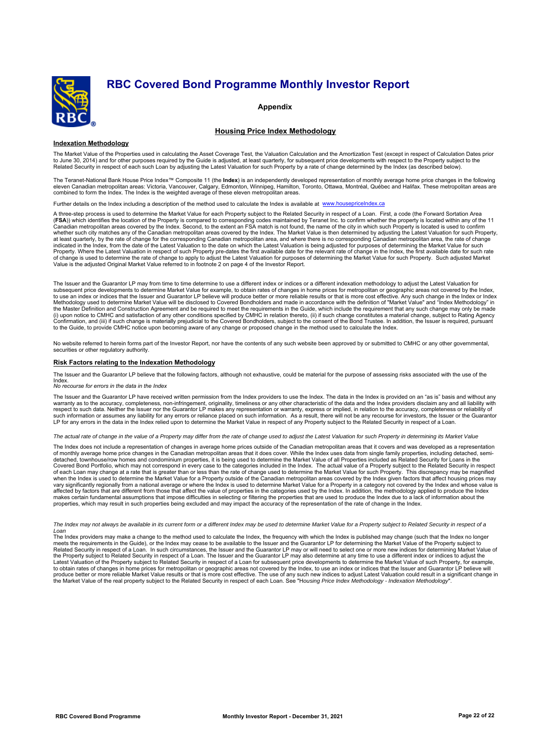# RBC Covered Bond Programme Monthly Investor Report

## Appendix

### Housing Price Index Methodology

**Indexation Methodology**

The Market Value of the Properties used in calculating the Asset Coverage Test, the Valuation Calculation and the Amortization Test (except in respect of Calculation Dates prior to June 30, 2014) and for other purposes required by the Guide is adjusted, at least quarterly, for subsequent price developments with respect to the Property subject to the Related Security in respect of each such Loan by adjusting the Latest Valuation for such Property by a rate of change determined by the Index (as described below).

The Teranet-National Bank House Price Index™ Composite 11 (the **Index**) is an independently developed representation of monthly average home price changes in the following eleven Canadian metropolitan areas: Victoria, Vancouver, Calgary, Edmonton, Winnipeg, Hamilton, Toronto, Ottawa, Montréal, Québec and Halifax. These metropolitan areas are combined to form the Index. The Index is the weighted average of these eleven metropolitan areas.

Further details on the Index including a description of the method used to calculate the Index is available at www.housepriceIndex.ca

A three-step process is used to determine the Market Value for each Property subject to the Related Security in respect of a Loan. First, a code (the Forward Sortation Area (**FSA**)) which identifies the location of the Property is compared to corresponding codes maintained by Teranet Inc. to confirm whether the property is located within any of the 11 Canadian metropolitan areas covered by the Index. Second, to the extent an FSA match is not found, the name of the city in which such Property is located is used to confirm whether such city matches any of the Canadian metropolitan areas covered by the Index. The Market Value is then determined by adjusting the Latest Valuation for such Property, at least quarterly, by the rate of change for the corresponding Canadian metropolitan area, and where there is no corresponding Canadian metropolitan area, the rate of change indicated in the Index, from the date of the Latest Valuation to the date on which the Latest Valuation is being adjusted for purposes of determining the Market Value for such Property. Where the Latest Valuation in respect of such Property pre-dates the first available date for the relevant rate of change in the Index, the first available date for such rate of change is used to determine the rate of change to apply to adjust the Latest Valuation for purposes of determining the Market Value for such Property. Such adjusted Market Value is the adjusted Original Market Value referred to in footnote 2 on page 4 of the Investor Report.

The Issuer and the Guarantor LP may from time to time determine to use a different index or indices or a different indexation methodology to adjust the Latest Valuation for subsequent price developments to determine Market Value for example, to obtain rates of changes in home prices for metropolitan or geographic areas not covered by the Index, to use an index or indices that the Issuer and Guarantor LP believe will produce better or more reliable results or that is more cost effective. Any such change in the Index or Index Methodology used to determine Market Value will be disclosed to Covered Bondholders and made in accordance with the definition of "Market Value" and "Index Methodology" in the Master Definition and Construction Agreement and be required to meet the requirements in the Guide, which include the requirement that any such change may only be made (i) upon notice to CMHC and satisfaction of any other conditions specified by CMHC in relation thereto, (ii) if such change constitutes a material change, subject to Rating Agency Confirmation, and (iii) if such change is materially prejudicial to the Covered Bondholders, subject to the consent of the Bond Trustee. In addition, the Issuer is required, pursuant to the Guide, to provide CMHC notice upon becoming aware of any change or proposed change in the method used to calculate the Index.

No website referred to herein forms part of the Investor Report, nor have the contents of any such website been approved by or submitted to CMHC or any other governmental, securities or other regulatory authority.

**Risk Factors relating to the Indexation Methodology**

The Issuer and the Guarantor LP believe that the following factors, although not exhaustive, could be material for the purpose of assessing risks associated with the use of the Index.

*No recourse for errors in the data in the Index*

The Issuer and the Guarantor LP have received written permission from the Index providers to use the Index. The data in the Index is provided on an "as is" basis and without any warranty as to the accuracy, completeness, non-infringement, originality, timeliness or any other characteristic of the data and the Index providers disclaim any and all liability with respect to such data. Neither the Issuer nor the Guarantor LP makes any representation or warranty, express or implied, in relation to the accuracy, completeness or reliability of such information or assumes any liability for any errors or reliance placed on such information. As a result, there will not be any recourse for investors, the Issuer or the Guarantor LP for any errors in the data in the Index relied upon to determine the Market Value in respect of any Property subject to the Related Security in respect of a Loan.

*The actual rate of change in the value of a Property may differ from the rate of change used to adjust the Latest Valuation for such Property in determining its Market Value*

The Index does not include a representation of changes in average home prices outside of the Canadian metropolitan areas that it covers and was developed as a representation of monthly average home price changes in the Canadian metropolitan areas that it does cover. While the Index uses data from single family properties, including detached, semi-detached, townhouse/row homes and condominium properties, it is being used to determine the Market Value of all Properties included as Related Security for Loans in the Covered Bond Portfolio, which may not correspond in every case to the categories included in the Index. The actual value of a Property subject to the Related Security in respect of each Loan may change at a rate that is greater than or less than the rate of change used to determine the Market Value for such Property. This discrepancy may be magnified when the Index is used to determine the Market Value for a Property outside of the Canadian metropolitan areas covered by the Index given factors that affect housing prices may vary significantly regionally from a national average or where the Index is used to determine Market Value for a Property in a category not covered by the Index and whose value is affected by factors that are different from those that affect the value of properties in the categories used by the Index. In addition, the methodology applied to produce the Index makes certain fundamental assumptions that impose difficulties in selecting or filtering the properties that are used to produce the Index due to a lack of information about the properties, which may result in such properties being excluded and may impact the accuracy of the representation of the rate of change in the Index.

*The Index may not always be available in its current form or a different Index may be used to determine Market Value for a Property subject to Related Security in respect of a Loan*

The Index providers may make a change to the method used to calculate the Index, the frequency with which the Index is published may change (such that the Index no longer meets the requirements in the Guide), or the Index may cease to be available to the Issuer and the Guarantor LP for determining the Market Value of the Property subject to Related Security in respect of a Loan. In such circumstances, the Issuer and the Guarantor LP may or will need to select one or more new indices for determining Market Value of the Property subject to Related Security in respect of a Loan. The Issuer and the Guarantor LP may also determine at any time to use a different index or indices to adjust the Latest Valuation of the Property subject to Related Security in respect of a Loan for subsequent price developments to determine the Market Value of such Property, for example, to obtain rates of changes in home prices for metropolitan or geographic areas not covered by the Index, to use an index or indices that the Issuer and Guarantor LP believe will produce better or more reliable Market Value results or that is more cost effective. The use of any such new indices to adjust Latest Valuation could result in a significant change in the Market Value of the real property subject to the Related Security in respect of each Loan. See "*Housing Price Index Methodology - Indexation Methodology*".